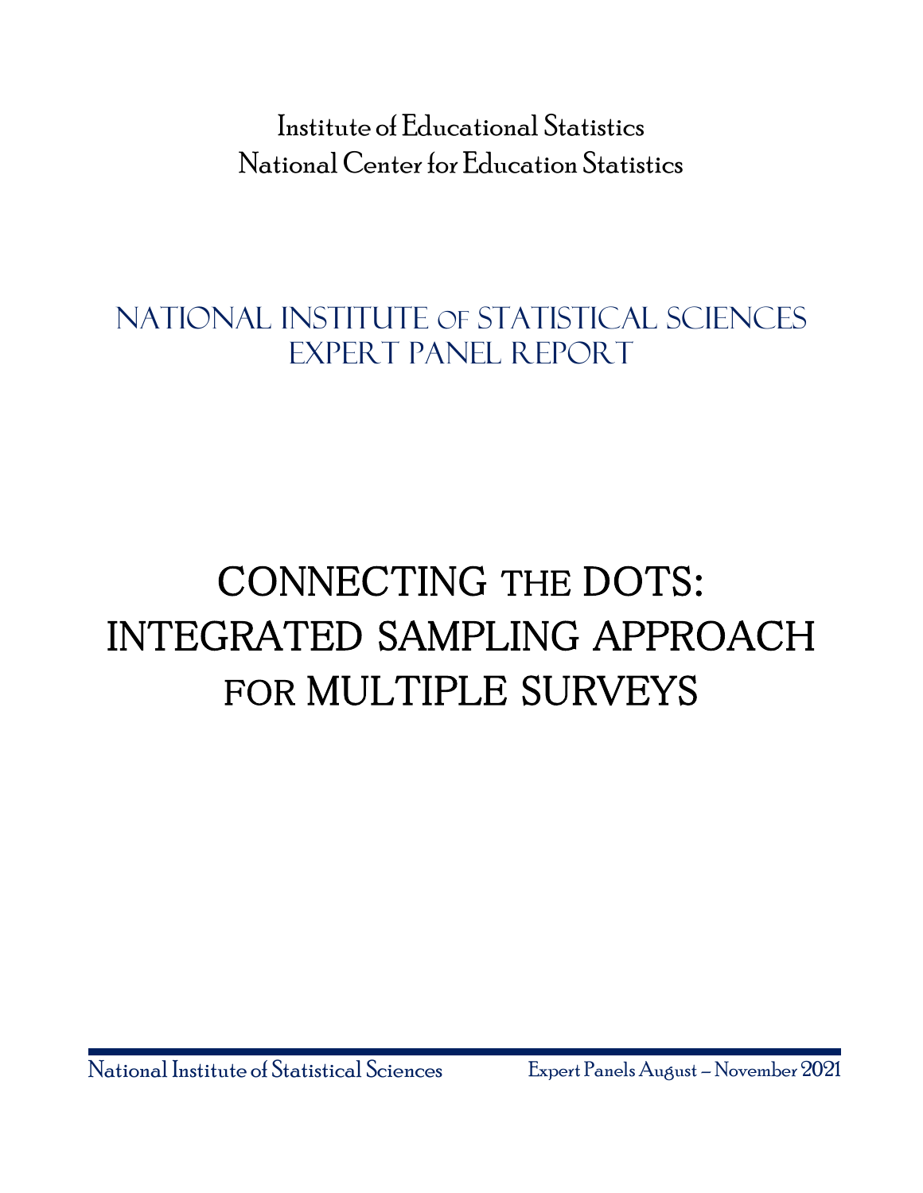Institute of Educational Statistics
National Center for Education Statistics

## NATIONAL INSTITUTE OF STATISTICAL SCIENCES EXPERT PANEL REPORT

# CONNECTING THE DOTS: INTEGRATED SAMPLING APPROACH FOR MULTIPLE SURVEYS

National Institute of Statistical Sciences

Expert Panels August – November 2021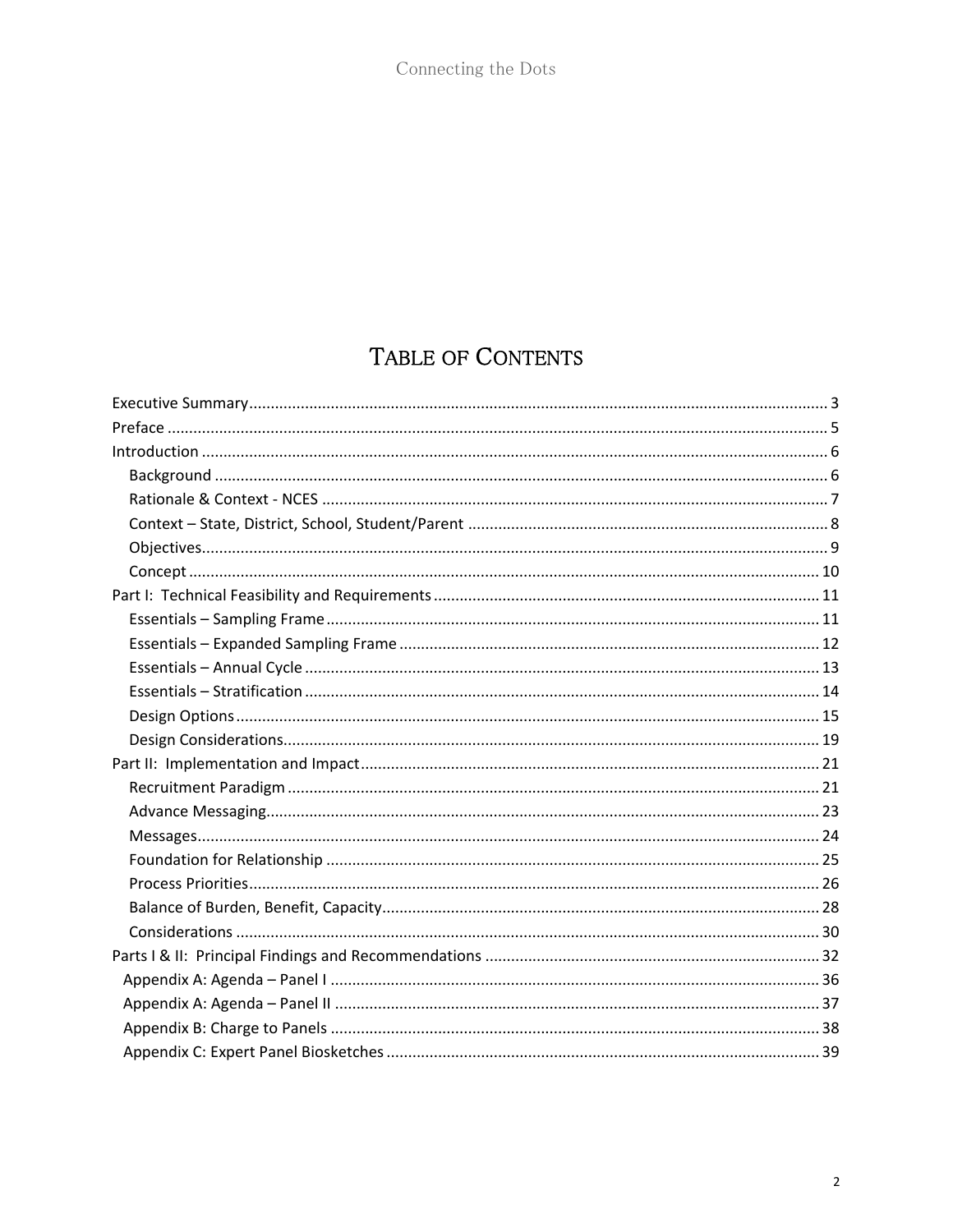# Table of Contents

Executive Summary ..... 3
Preface ..... 5
Introduction ..... 6
  Background ..... 6
  Rationale & Context - NCES ..... 7
  Context – State, District, School, Student/Parent ..... 8
  Objectives ..... 9
  Concept ..... 10
Part I: Technical Feasibility and Requirements ..... 11
  Essentials – Sampling Frame ..... 11
  Essentials – Expanded Sampling Frame ..... 12
  Essentials – Annual Cycle ..... 13
  Essentials – Stratification ..... 14
  Design Options ..... 15
  Design Considerations ..... 19
Part II: Implementation and Impact ..... 21
  Recruitment Paradigm ..... 21
  Advance Messaging ..... 23
  Messages ..... 24
  Foundation for Relationship ..... 25
  Process Priorities ..... 26
  Balance of Burden, Benefit, Capacity ..... 28
  Considerations ..... 30
Parts I & II: Principal Findings and Recommendations ..... 32
  Appendix A: Agenda – Panel I ..... 36
  Appendix A: Agenda – Panel II ..... 37
  Appendix B: Charge to Panels ..... 38
  Appendix C: Expert Panel Biosketches ..... 39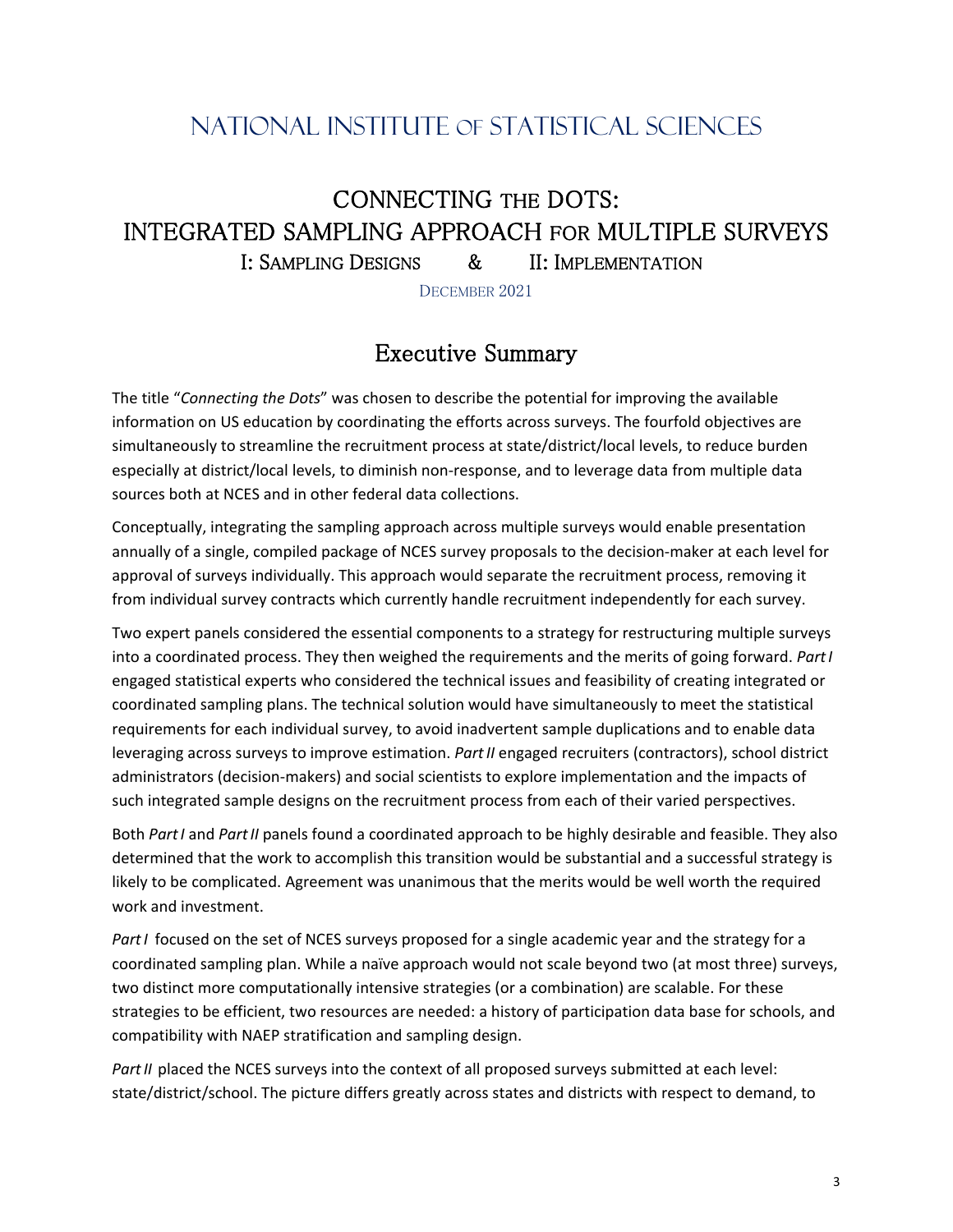# NATIONAL INSTITUTE OF STATISTICAL SCIENCES

## CONNECTING THE DOTS: INTEGRATED SAMPLING APPROACH FOR MULTIPLE SURVEYS

I: SAMPLING DESIGNS & II: IMPLEMENTATION

DECEMBER 2021

## Executive Summary

The title "*Connecting the Dots*" was chosen to describe the potential for improving the available information on US education by coordinating the efforts across surveys. The fourfold objectives are simultaneously to streamline the recruitment process at state/district/local levels, to reduce burden especially at district/local levels, to diminish non-response, and to leverage data from multiple data sources both at NCES and in other federal data collections.

Conceptually, integrating the sampling approach across multiple surveys would enable presentation annually of a single, compiled package of NCES survey proposals to the decision-maker at each level for approval of surveys individually. This approach would separate the recruitment process, removing it from individual survey contracts which currently handle recruitment independently for each survey.

Two expert panels considered the essential components to a strategy for restructuring multiple surveys into a coordinated process. They then weighed the requirements and the merits of going forward. *Part I* engaged statistical experts who considered the technical issues and feasibility of creating integrated or coordinated sampling plans. The technical solution would have simultaneously to meet the statistical requirements for each individual survey, to avoid inadvertent sample duplications and to enable data leveraging across surveys to improve estimation. *Part II* engaged recruiters (contractors), school district administrators (decision-makers) and social scientists to explore implementation and the impacts of such integrated sample designs on the recruitment process from each of their varied perspectives.

Both *Part I* and *Part II* panels found a coordinated approach to be highly desirable and feasible. They also determined that the work to accomplish this transition would be substantial and a successful strategy is likely to be complicated. Agreement was unanimous that the merits would be well worth the required work and investment.

*Part I* focused on the set of NCES surveys proposed for a single academic year and the strategy for a coordinated sampling plan. While a naïve approach would not scale beyond two (at most three) surveys, two distinct more computationally intensive strategies (or a combination) are scalable. For these strategies to be efficient, two resources are needed: a history of participation data base for schools, and compatibility with NAEP stratification and sampling design.

*Part II* placed the NCES surveys into the context of all proposed surveys submitted at each level: state/district/school. The picture differs greatly across states and districts with respect to demand, to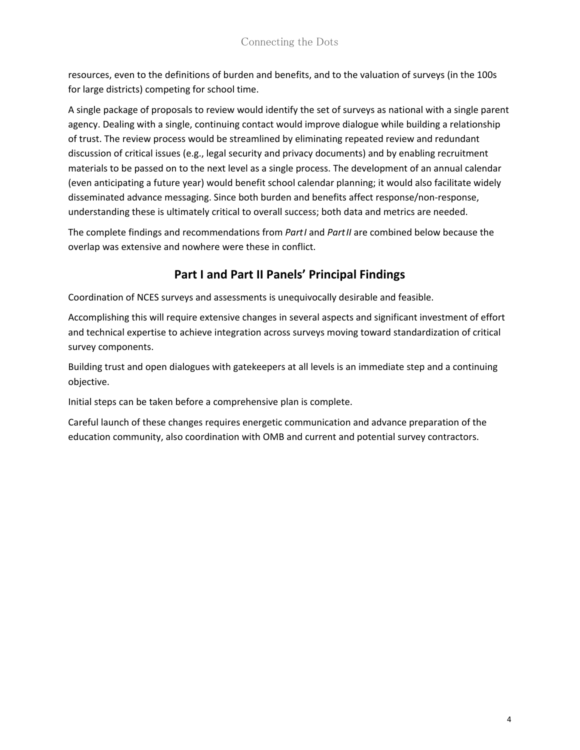resources, even to the definitions of burden and benefits, and to the valuation of surveys (in the 100s for large districts) competing for school time.

A single package of proposals to review would identify the set of surveys as national with a single parent agency. Dealing with a single, continuing contact would improve dialogue while building a relationship of trust. The review process would be streamlined by eliminating repeated review and redundant discussion of critical issues (e.g., legal security and privacy documents) and by enabling recruitment materials to be passed on to the next level as a single process. The development of an annual calendar (even anticipating a future year) would benefit school calendar planning; it would also facilitate widely disseminated advance messaging. Since both burden and benefits affect response/non-response, understanding these is ultimately critical to overall success; both data and metrics are needed.

The complete findings and recommendations from *Part I* and *Part II* are combined below because the overlap was extensive and nowhere were these in conflict.

## Part I and Part II Panels' Principal Findings

Coordination of NCES surveys and assessments is unequivocally desirable and feasible.

Accomplishing this will require extensive changes in several aspects and significant investment of effort and technical expertise to achieve integration across surveys moving toward standardization of critical survey components.

Building trust and open dialogues with gatekeepers at all levels is an immediate step and a continuing objective.

Initial steps can be taken before a comprehensive plan is complete.

Careful launch of these changes requires energetic communication and advance preparation of the education community, also coordination with OMB and current and potential survey contractors.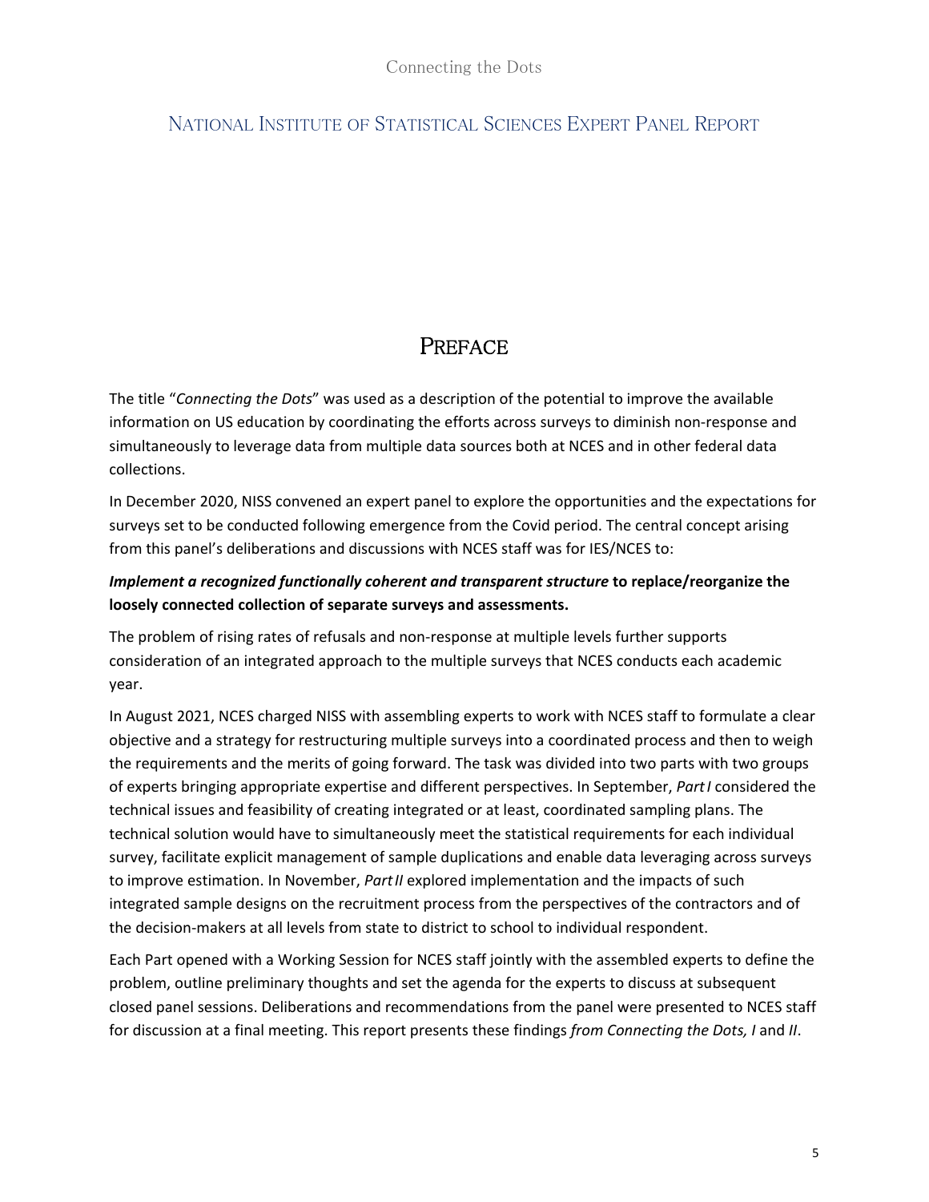# PREFACE

The title "*Connecting the Dots*" was used as a description of the potential to improve the available information on US education by coordinating the efforts across surveys to diminish non-response and simultaneously to leverage data from multiple data sources both at NCES and in other federal data collections.

In December 2020, NISS convened an expert panel to explore the opportunities and the expectations for surveys set to be conducted following emergence from the Covid period. The central concept arising from this panel's deliberations and discussions with NCES staff was for IES/NCES to:

***Implement a recognized functionally coherent and transparent structure* to replace/reorganize the loosely connected collection of separate surveys and assessments.**

The problem of rising rates of refusals and non-response at multiple levels further supports consideration of an integrated approach to the multiple surveys that NCES conducts each academic year.

In August 2021, NCES charged NISS with assembling experts to work with NCES staff to formulate a clear objective and a strategy for restructuring multiple surveys into a coordinated process and then to weigh the requirements and the merits of going forward. The task was divided into two parts with two groups of experts bringing appropriate expertise and different perspectives. In September, *Part I* considered the technical issues and feasibility of creating integrated or at least, coordinated sampling plans. The technical solution would have to simultaneously meet the statistical requirements for each individual survey, facilitate explicit management of sample duplications and enable data leveraging across surveys to improve estimation. In November, *Part II* explored implementation and the impacts of such integrated sample designs on the recruitment process from the perspectives of the contractors and of the decision-makers at all levels from state to district to school to individual respondent.

Each Part opened with a Working Session for NCES staff jointly with the assembled experts to define the problem, outline preliminary thoughts and set the agenda for the experts to discuss at subsequent closed panel sessions. Deliberations and recommendations from the panel were presented to NCES staff for discussion at a final meeting. This report presents these findings *from Connecting the Dots, I* and *II*.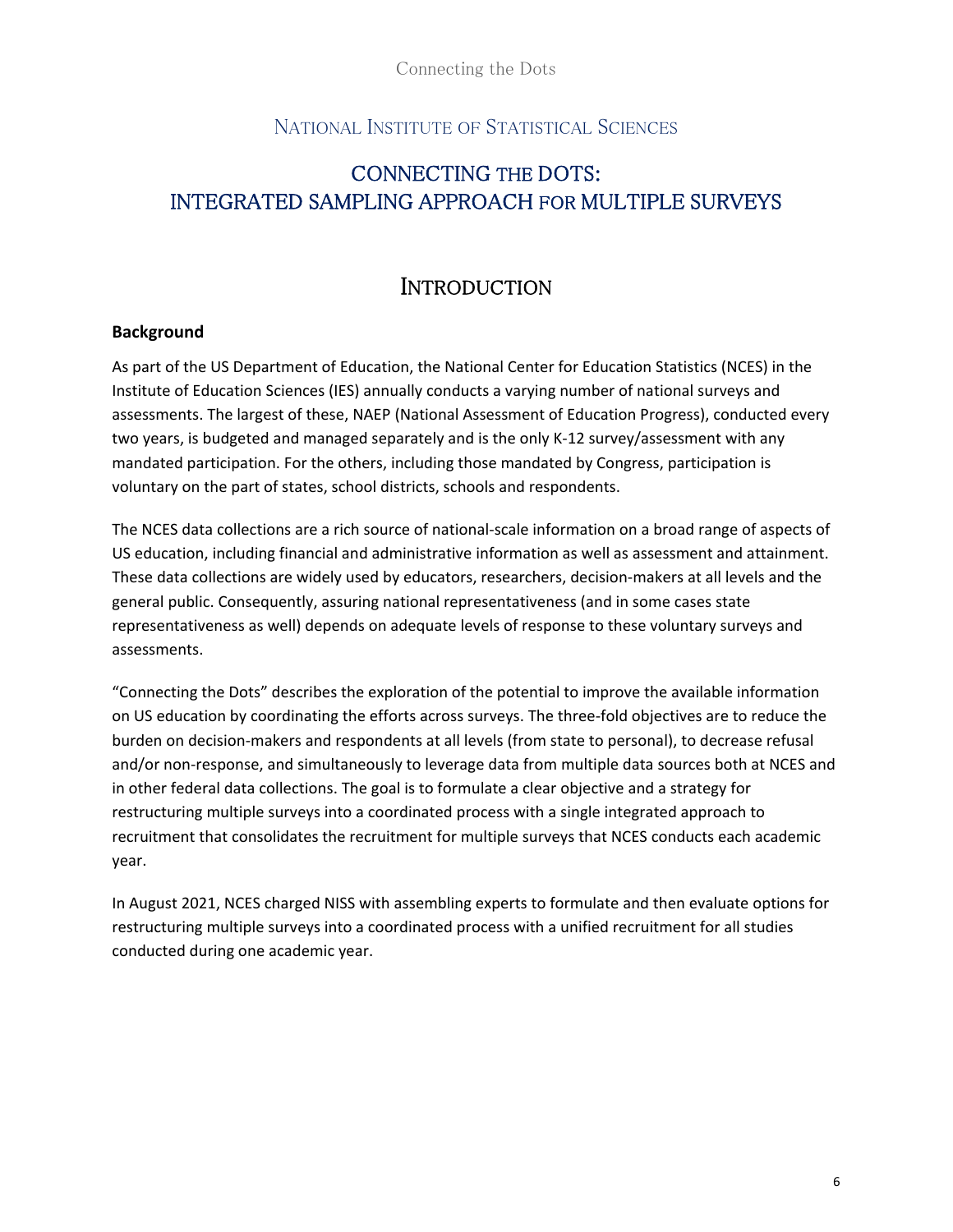National Institute of Statistical Sciences

# CONNECTING THE DOTS: INTEGRATED SAMPLING APPROACH FOR MULTIPLE SURVEYS

## Introduction

### Background

As part of the US Department of Education, the National Center for Education Statistics (NCES) in the Institute of Education Sciences (IES) annually conducts a varying number of national surveys and assessments. The largest of these, NAEP (National Assessment of Education Progress), conducted every two years, is budgeted and managed separately and is the only K-12 survey/assessment with any mandated participation. For the others, including those mandated by Congress, participation is voluntary on the part of states, school districts, schools and respondents.

The NCES data collections are a rich source of national-scale information on a broad range of aspects of US education, including financial and administrative information as well as assessment and attainment. These data collections are widely used by educators, researchers, decision-makers at all levels and the general public. Consequently, assuring national representativeness (and in some cases state representativeness as well) depends on adequate levels of response to these voluntary surveys and assessments.

"Connecting the Dots" describes the exploration of the potential to improve the available information on US education by coordinating the efforts across surveys. The three-fold objectives are to reduce the burden on decision-makers and respondents at all levels (from state to personal), to decrease refusal and/or non-response, and simultaneously to leverage data from multiple data sources both at NCES and in other federal data collections. The goal is to formulate a clear objective and a strategy for restructuring multiple surveys into a coordinated process with a single integrated approach to recruitment that consolidates the recruitment for multiple surveys that NCES conducts each academic year.

In August 2021, NCES charged NISS with assembling experts to formulate and then evaluate options for restructuring multiple surveys into a coordinated process with a unified recruitment for all studies conducted during one academic year.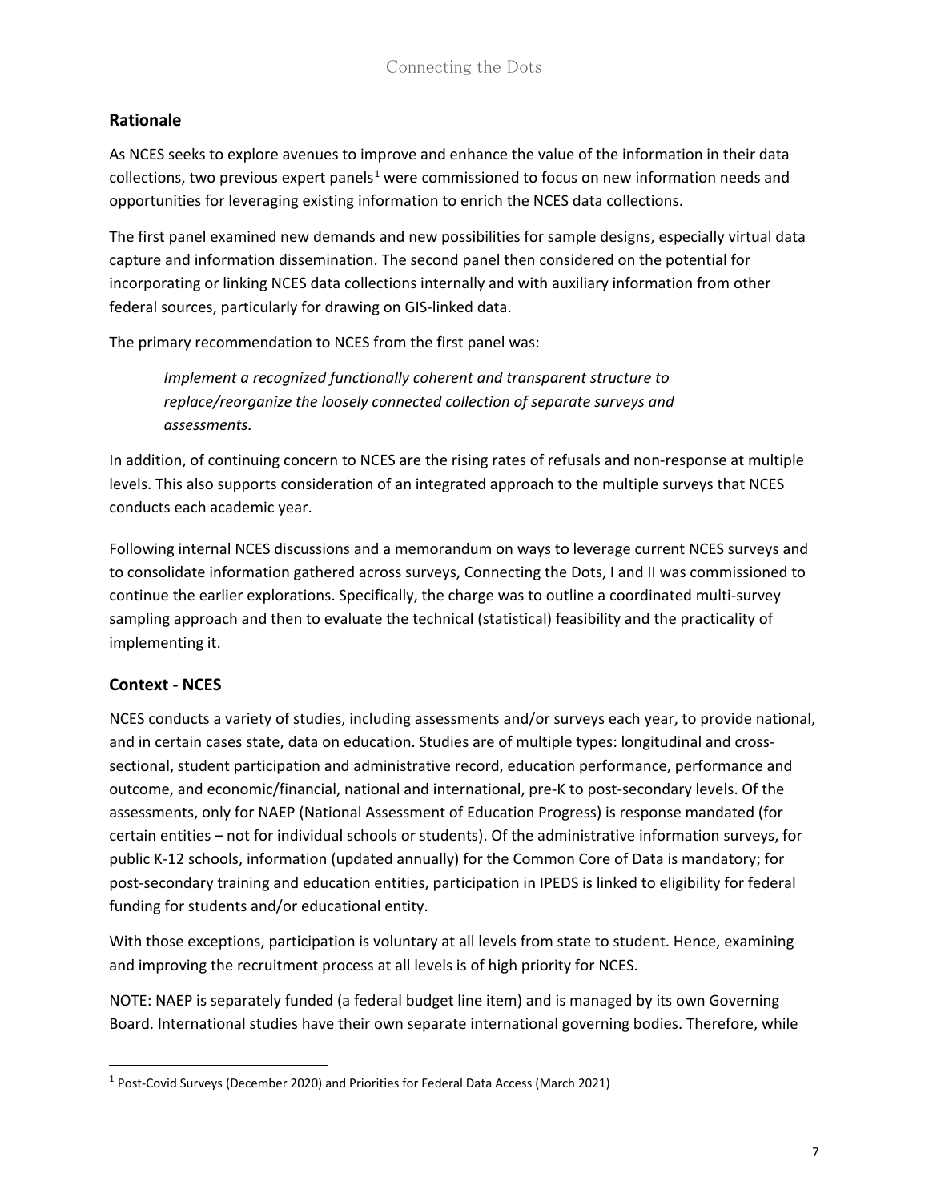## Rationale

As NCES seeks to explore avenues to improve and enhance the value of the information in their data collections, two previous expert panels[1] were commissioned to focus on new information needs and opportunities for leveraging existing information to enrich the NCES data collections.

The first panel examined new demands and new possibilities for sample designs, especially virtual data capture and information dissemination. The second panel then considered on the potential for incorporating or linking NCES data collections internally and with auxiliary information from other federal sources, particularly for drawing on GIS-linked data.

The primary recommendation to NCES from the first panel was:

> *Implement a recognized functionally coherent and transparent structure to replace/reorganize the loosely connected collection of separate surveys and assessments.*

In addition, of continuing concern to NCES are the rising rates of refusals and non-response at multiple levels. This also supports consideration of an integrated approach to the multiple surveys that NCES conducts each academic year.

Following internal NCES discussions and a memorandum on ways to leverage current NCES surveys and to consolidate information gathered across surveys, Connecting the Dots, I and II was commissioned to continue the earlier explorations. Specifically, the charge was to outline a coordinated multi-survey sampling approach and then to evaluate the technical (statistical) feasibility and the practicality of implementing it.

## Context - NCES

NCES conducts a variety of studies, including assessments and/or surveys each year, to provide national, and in certain cases state, data on education. Studies are of multiple types: longitudinal and cross-sectional, student participation and administrative record, education performance, performance and outcome, and economic/financial, national and international, pre-K to post-secondary levels. Of the assessments, only for NAEP (National Assessment of Education Progress) is response mandated (for certain entities – not for individual schools or students). Of the administrative information surveys, for public K-12 schools, information (updated annually) for the Common Core of Data is mandatory; for post-secondary training and education entities, participation in IPEDS is linked to eligibility for federal funding for students and/or educational entity.

With those exceptions, participation is voluntary at all levels from state to student. Hence, examining and improving the recruitment process at all levels is of high priority for NCES.

NOTE: NAEP is separately funded (a federal budget line item) and is managed by its own Governing Board. International studies have their own separate international governing bodies. Therefore, while

[1] Post-Covid Surveys (December 2020) and Priorities for Federal Data Access (March 2021)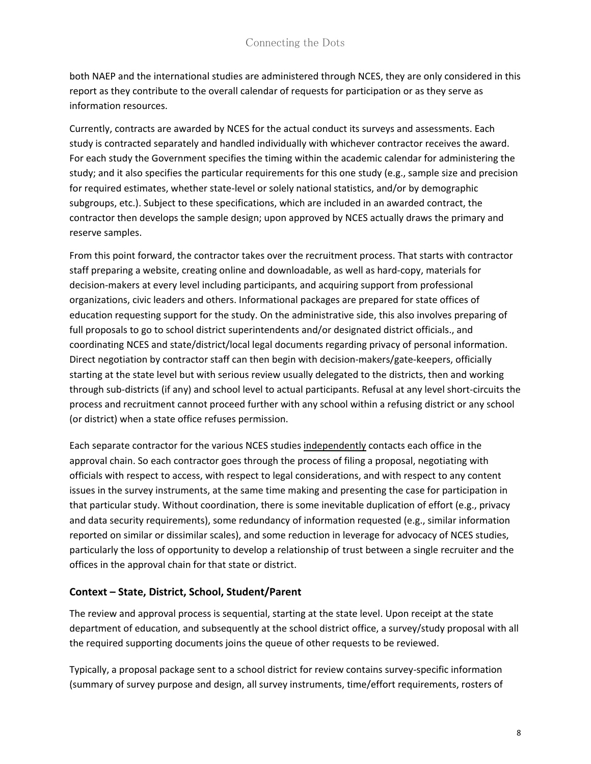both NAEP and the international studies are administered through NCES, they are only considered in this report as they contribute to the overall calendar of requests for participation or as they serve as information resources.

Currently, contracts are awarded by NCES for the actual conduct its surveys and assessments. Each study is contracted separately and handled individually with whichever contractor receives the award. For each study the Government specifies the timing within the academic calendar for administering the study; and it also specifies the particular requirements for this one study (e.g., sample size and precision for required estimates, whether state-level or solely national statistics, and/or by demographic subgroups, etc.). Subject to these specifications, which are included in an awarded contract, the contractor then develops the sample design; upon approved by NCES actually draws the primary and reserve samples.

From this point forward, the contractor takes over the recruitment process. That starts with contractor staff preparing a website, creating online and downloadable, as well as hard-copy, materials for decision-makers at every level including participants, and acquiring support from professional organizations, civic leaders and others. Informational packages are prepared for state offices of education requesting support for the study. On the administrative side, this also involves preparing of full proposals to go to school district superintendents and/or designated district officials., and coordinating NCES and state/district/local legal documents regarding privacy of personal information. Direct negotiation by contractor staff can then begin with decision-makers/gate-keepers, officially starting at the state level but with serious review usually delegated to the districts, then and working through sub-districts (if any) and school level to actual participants. Refusal at any level short-circuits the process and recruitment cannot proceed further with any school within a refusing district or any school (or district) when a state office refuses permission.

Each separate contractor for the various NCES studies <u>independently</u> contacts each office in the approval chain. So each contractor goes through the process of filing a proposal, negotiating with officials with respect to access, with respect to legal considerations, and with respect to any content issues in the survey instruments, at the same time making and presenting the case for participation in that particular study. Without coordination, there is some inevitable duplication of effort (e.g., privacy and data security requirements), some redundancy of information requested (e.g., similar information reported on similar or dissimilar scales), and some reduction in leverage for advocacy of NCES studies, particularly the loss of opportunity to develop a relationship of trust between a single recruiter and the offices in the approval chain for that state or district.

## Context – State, District, School, Student/Parent

The review and approval process is sequential, starting at the state level. Upon receipt at the state department of education, and subsequently at the school district office, a survey/study proposal with all the required supporting documents joins the queue of other requests to be reviewed.

Typically, a proposal package sent to a school district for review contains survey-specific information (summary of survey purpose and design, all survey instruments, time/effort requirements, rosters of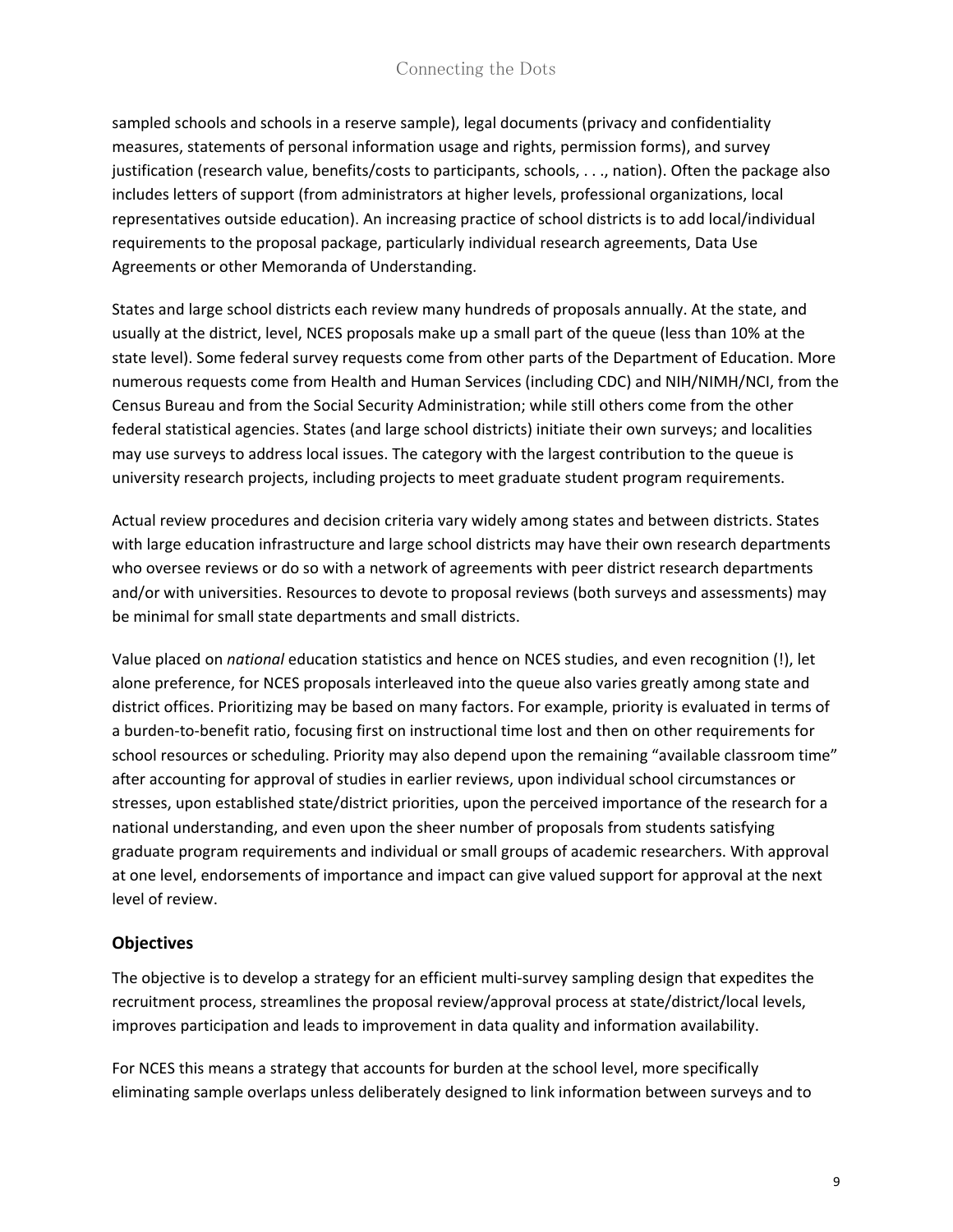sampled schools and schools in a reserve sample), legal documents (privacy and confidentiality measures, statements of personal information usage and rights, permission forms), and survey justification (research value, benefits/costs to participants, schools, . . ., nation). Often the package also includes letters of support (from administrators at higher levels, professional organizations, local representatives outside education). An increasing practice of school districts is to add local/individual requirements to the proposal package, particularly individual research agreements, Data Use Agreements or other Memoranda of Understanding.

States and large school districts each review many hundreds of proposals annually. At the state, and usually at the district, level, NCES proposals make up a small part of the queue (less than 10% at the state level). Some federal survey requests come from other parts of the Department of Education. More numerous requests come from Health and Human Services (including CDC) and NIH/NIMH/NCI, from the Census Bureau and from the Social Security Administration; while still others come from the other federal statistical agencies. States (and large school districts) initiate their own surveys; and localities may use surveys to address local issues. The category with the largest contribution to the queue is university research projects, including projects to meet graduate student program requirements.

Actual review procedures and decision criteria vary widely among states and between districts. States with large education infrastructure and large school districts may have their own research departments who oversee reviews or do so with a network of agreements with peer district research departments and/or with universities. Resources to devote to proposal reviews (both surveys and assessments) may be minimal for small state departments and small districts.

Value placed on *national* education statistics and hence on NCES studies, and even recognition (!), let alone preference, for NCES proposals interleaved into the queue also varies greatly among state and district offices. Prioritizing may be based on many factors. For example, priority is evaluated in terms of a burden-to-benefit ratio, focusing first on instructional time lost and then on other requirements for school resources or scheduling. Priority may also depend upon the remaining "available classroom time" after accounting for approval of studies in earlier reviews, upon individual school circumstances or stresses, upon established state/district priorities, upon the perceived importance of the research for a national understanding, and even upon the sheer number of proposals from students satisfying graduate program requirements and individual or small groups of academic researchers. With approval at one level, endorsements of importance and impact can give valued support for approval at the next level of review.

## Objectives

The objective is to develop a strategy for an efficient multi-survey sampling design that expedites the recruitment process, streamlines the proposal review/approval process at state/district/local levels, improves participation and leads to improvement in data quality and information availability.

For NCES this means a strategy that accounts for burden at the school level, more specifically eliminating sample overlaps unless deliberately designed to link information between surveys and to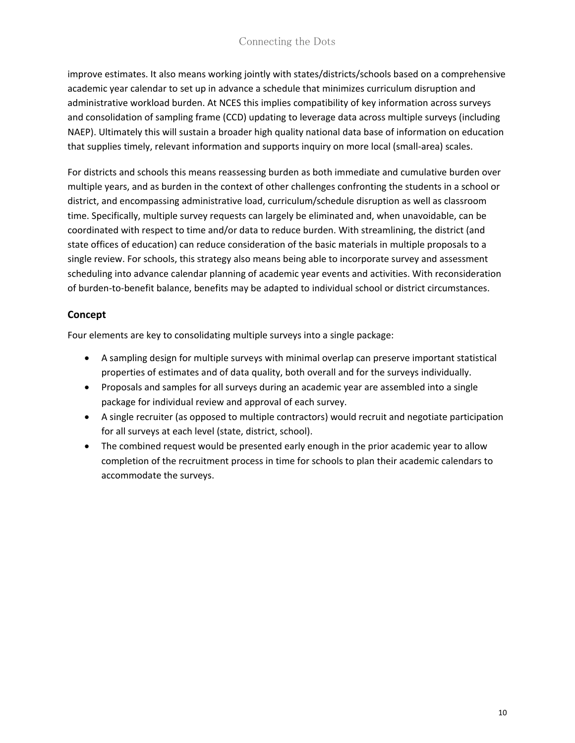improve estimates. It also means working jointly with states/districts/schools based on a comprehensive academic year calendar to set up in advance a schedule that minimizes curriculum disruption and administrative workload burden. At NCES this implies compatibility of key information across surveys and consolidation of sampling frame (CCD) updating to leverage data across multiple surveys (including NAEP). Ultimately this will sustain a broader high quality national data base of information on education that supplies timely, relevant information and supports inquiry on more local (small-area) scales.

For districts and schools this means reassessing burden as both immediate and cumulative burden over multiple years, and as burden in the context of other challenges confronting the students in a school or district, and encompassing administrative load, curriculum/schedule disruption as well as classroom time. Specifically, multiple survey requests can largely be eliminated and, when unavoidable, can be coordinated with respect to time and/or data to reduce burden. With streamlining, the district (and state offices of education) can reduce consideration of the basic materials in multiple proposals to a single review. For schools, this strategy also means being able to incorporate survey and assessment scheduling into advance calendar planning of academic year events and activities. With reconsideration of burden-to-benefit balance, benefits may be adapted to individual school or district circumstances.

## Concept

Four elements are key to consolidating multiple surveys into a single package:

- A sampling design for multiple surveys with minimal overlap can preserve important statistical properties of estimates and of data quality, both overall and for the surveys individually.
- Proposals and samples for all surveys during an academic year are assembled into a single package for individual review and approval of each survey.
- A single recruiter (as opposed to multiple contractors) would recruit and negotiate participation for all surveys at each level (state, district, school).
- The combined request would be presented early enough in the prior academic year to allow completion of the recruitment process in time for schools to plan their academic calendars to accommodate the surveys.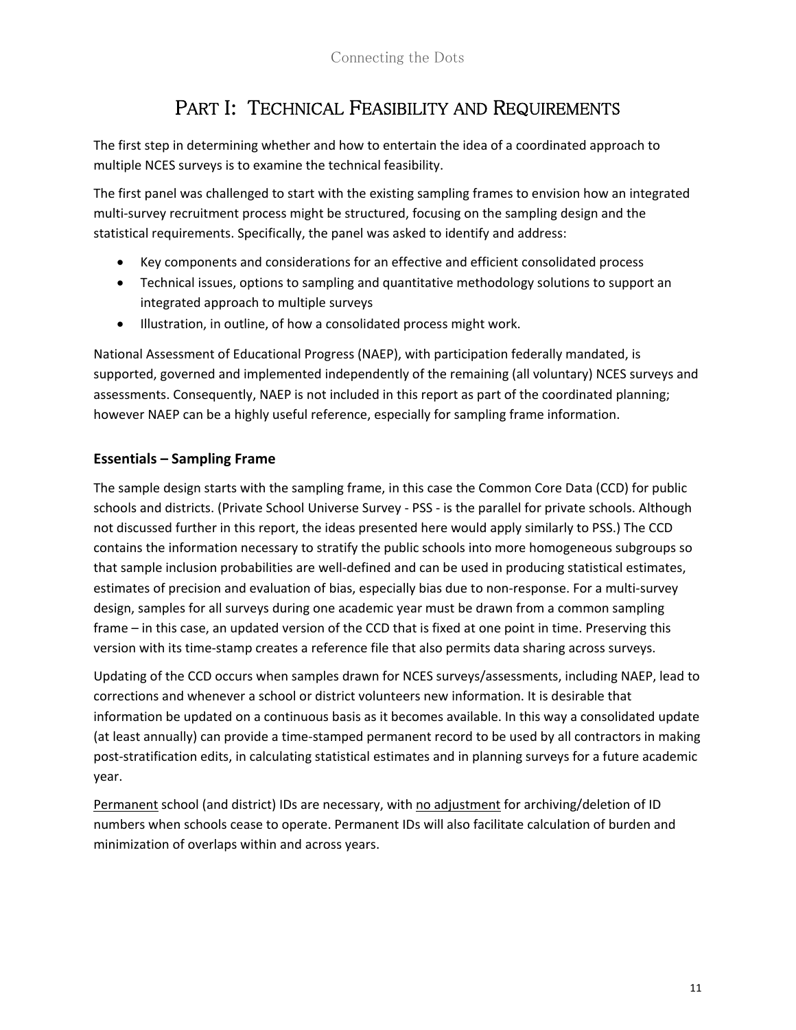# PART I: TECHNICAL FEASIBILITY AND REQUIREMENTS

The first step in determining whether and how to entertain the idea of a coordinated approach to multiple NCES surveys is to examine the technical feasibility.

The first panel was challenged to start with the existing sampling frames to envision how an integrated multi-survey recruitment process might be structured, focusing on the sampling design and the statistical requirements. Specifically, the panel was asked to identify and address:

- Key components and considerations for an effective and efficient consolidated process
- Technical issues, options to sampling and quantitative methodology solutions to support an integrated approach to multiple surveys
- Illustration, in outline, of how a consolidated process might work.

National Assessment of Educational Progress (NAEP), with participation federally mandated, is supported, governed and implemented independently of the remaining (all voluntary) NCES surveys and assessments. Consequently, NAEP is not included in this report as part of the coordinated planning; however NAEP can be a highly useful reference, especially for sampling frame information.

## Essentials – Sampling Frame

The sample design starts with the sampling frame, in this case the Common Core Data (CCD) for public schools and districts. (Private School Universe Survey - PSS - is the parallel for private schools. Although not discussed further in this report, the ideas presented here would apply similarly to PSS.) The CCD contains the information necessary to stratify the public schools into more homogeneous subgroups so that sample inclusion probabilities are well-defined and can be used in producing statistical estimates, estimates of precision and evaluation of bias, especially bias due to non-response. For a multi-survey design, samples for all surveys during one academic year must be drawn from a common sampling frame – in this case, an updated version of the CCD that is fixed at one point in time. Preserving this version with its time-stamp creates a reference file that also permits data sharing across surveys.

Updating of the CCD occurs when samples drawn for NCES surveys/assessments, including NAEP, lead to corrections and whenever a school or district volunteers new information. It is desirable that information be updated on a continuous basis as it becomes available. In this way a consolidated update (at least annually) can provide a time-stamped permanent record to be used by all contractors in making post-stratification edits, in calculating statistical estimates and in planning surveys for a future academic year.

<u>Permanent</u> school (and district) IDs are necessary, with <u>no adjustment</u> for archiving/deletion of ID numbers when schools cease to operate. Permanent IDs will also facilitate calculation of burden and minimization of overlaps within and across years.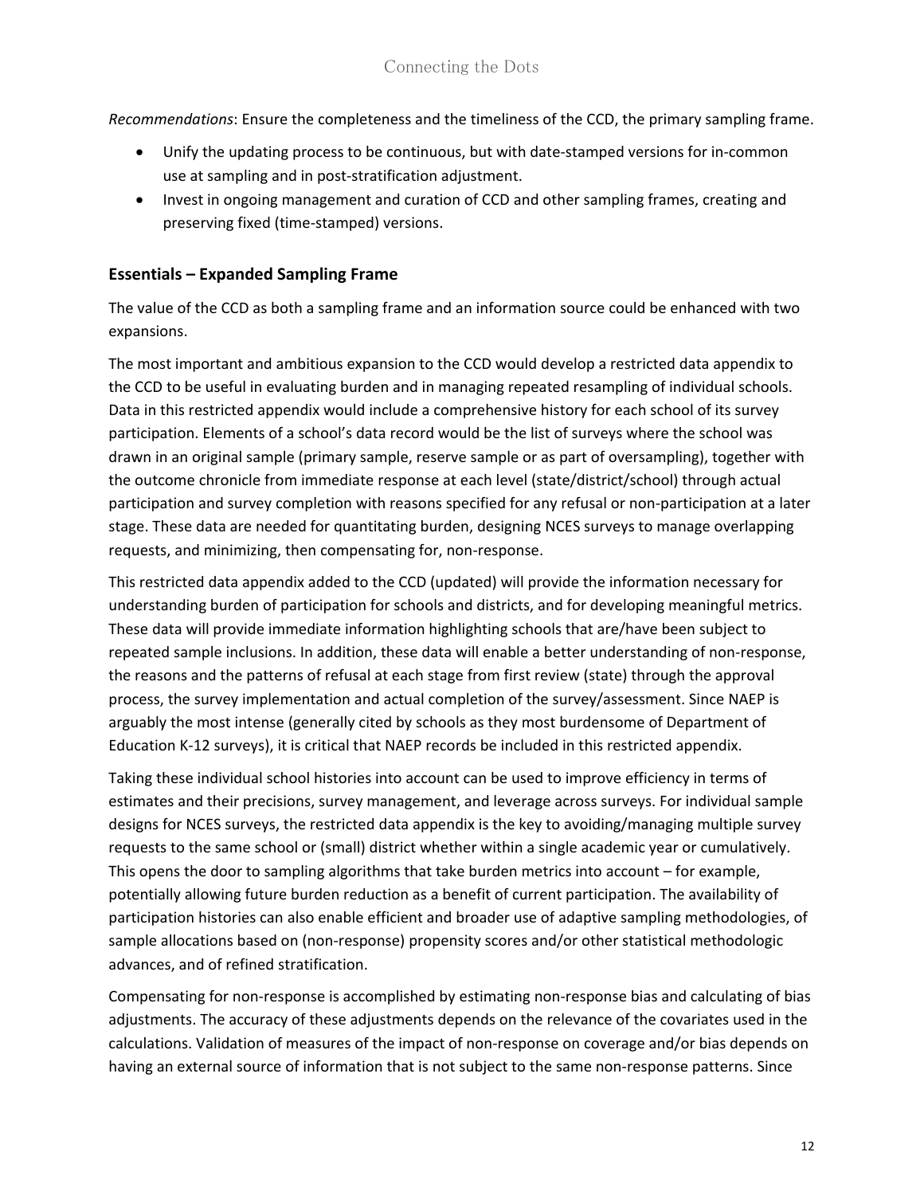*Recommendations*: Ensure the completeness and the timeliness of the CCD, the primary sampling frame.

- Unify the updating process to be continuous, but with date-stamped versions for in-common use at sampling and in post-stratification adjustment.
- Invest in ongoing management and curation of CCD and other sampling frames, creating and preserving fixed (time-stamped) versions.

### Essentials – Expanded Sampling Frame

The value of the CCD as both a sampling frame and an information source could be enhanced with two expansions.

The most important and ambitious expansion to the CCD would develop a restricted data appendix to the CCD to be useful in evaluating burden and in managing repeated resampling of individual schools. Data in this restricted appendix would include a comprehensive history for each school of its survey participation. Elements of a school's data record would be the list of surveys where the school was drawn in an original sample (primary sample, reserve sample or as part of oversampling), together with the outcome chronicle from immediate response at each level (state/district/school) through actual participation and survey completion with reasons specified for any refusal or non-participation at a later stage. These data are needed for quantitating burden, designing NCES surveys to manage overlapping requests, and minimizing, then compensating for, non-response.

This restricted data appendix added to the CCD (updated) will provide the information necessary for understanding burden of participation for schools and districts, and for developing meaningful metrics. These data will provide immediate information highlighting schools that are/have been subject to repeated sample inclusions. In addition, these data will enable a better understanding of non-response, the reasons and the patterns of refusal at each stage from first review (state) through the approval process, the survey implementation and actual completion of the survey/assessment. Since NAEP is arguably the most intense (generally cited by schools as they most burdensome of Department of Education K-12 surveys), it is critical that NAEP records be included in this restricted appendix.

Taking these individual school histories into account can be used to improve efficiency in terms of estimates and their precisions, survey management, and leverage across surveys. For individual sample designs for NCES surveys, the restricted data appendix is the key to avoiding/managing multiple survey requests to the same school or (small) district whether within a single academic year or cumulatively. This opens the door to sampling algorithms that take burden metrics into account – for example, potentially allowing future burden reduction as a benefit of current participation. The availability of participation histories can also enable efficient and broader use of adaptive sampling methodologies, of sample allocations based on (non-response) propensity scores and/or other statistical methodologic advances, and of refined stratification.

Compensating for non-response is accomplished by estimating non-response bias and calculating of bias adjustments. The accuracy of these adjustments depends on the relevance of the covariates used in the calculations. Validation of measures of the impact of non-response on coverage and/or bias depends on having an external source of information that is not subject to the same non-response patterns. Since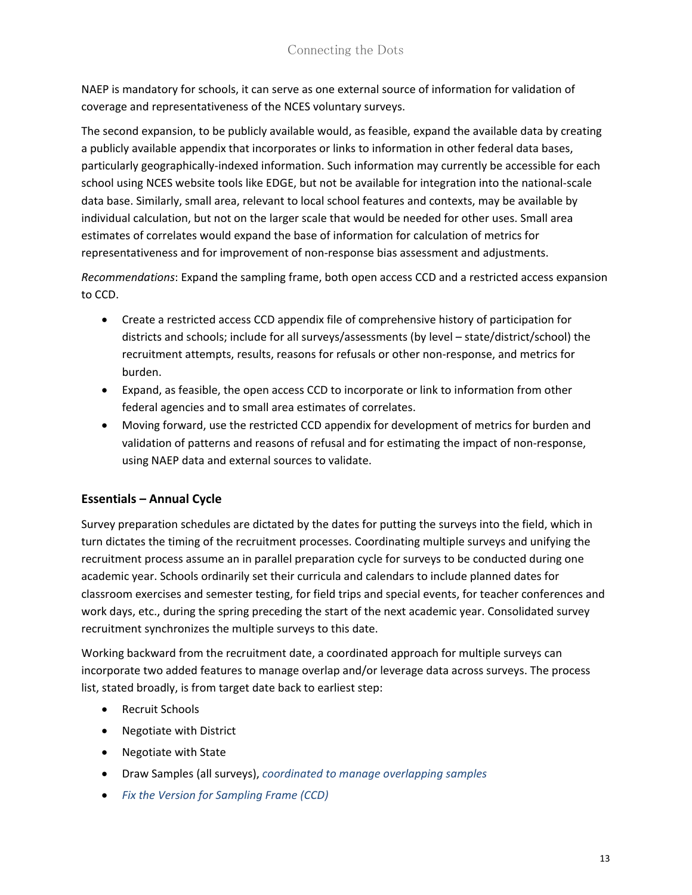NAEP is mandatory for schools, it can serve as one external source of information for validation of coverage and representativeness of the NCES voluntary surveys.

The second expansion, to be publicly available would, as feasible, expand the available data by creating a publicly available appendix that incorporates or links to information in other federal data bases, particularly geographically-indexed information. Such information may currently be accessible for each school using NCES website tools like EDGE, but not be available for integration into the national-scale data base. Similarly, small area, relevant to local school features and contexts, may be available by individual calculation, but not on the larger scale that would be needed for other uses. Small area estimates of correlates would expand the base of information for calculation of metrics for representativeness and for improvement of non-response bias assessment and adjustments.

*Recommendations*: Expand the sampling frame, both open access CCD and a restricted access expansion to CCD.

- Create a restricted access CCD appendix file of comprehensive history of participation for districts and schools; include for all surveys/assessments (by level – state/district/school) the recruitment attempts, results, reasons for refusals or other non-response, and metrics for burden.
- Expand, as feasible, the open access CCD to incorporate or link to information from other federal agencies and to small area estimates of correlates.
- Moving forward, use the restricted CCD appendix for development of metrics for burden and validation of patterns and reasons of refusal and for estimating the impact of non-response, using NAEP data and external sources to validate.

### Essentials – Annual Cycle

Survey preparation schedules are dictated by the dates for putting the surveys into the field, which in turn dictates the timing of the recruitment processes. Coordinating multiple surveys and unifying the recruitment process assume an in parallel preparation cycle for surveys to be conducted during one academic year. Schools ordinarily set their curricula and calendars to include planned dates for classroom exercises and semester testing, for field trips and special events, for teacher conferences and work days, etc., during the spring preceding the start of the next academic year. Consolidated survey recruitment synchronizes the multiple surveys to this date.

Working backward from the recruitment date, a coordinated approach for multiple surveys can incorporate two added features to manage overlap and/or leverage data across surveys. The process list, stated broadly, is from target date back to earliest step:

- Recruit Schools
- Negotiate with District
- Negotiate with State
- Draw Samples (all surveys), *coordinated to manage overlapping samples*
- *Fix the Version for Sampling Frame (CCD)*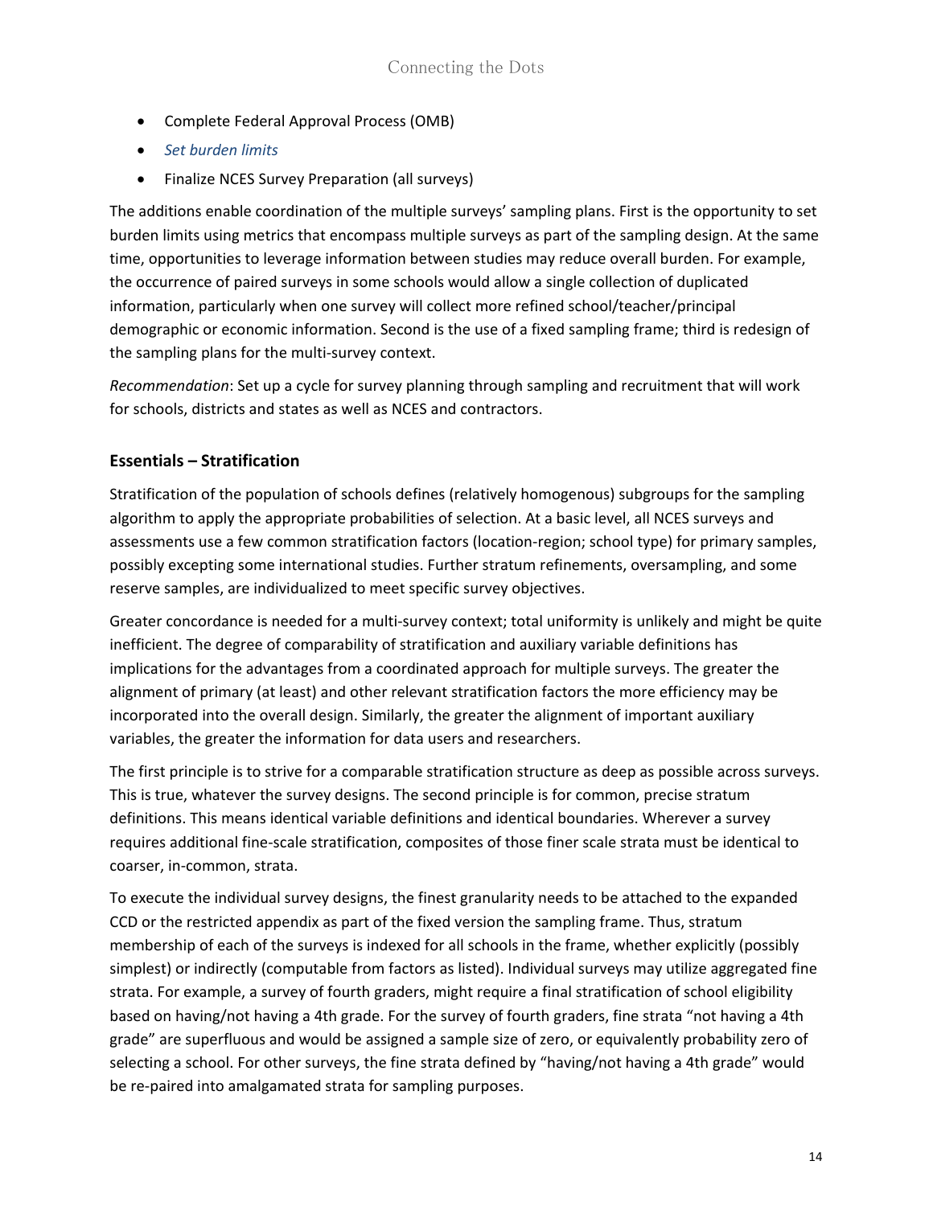- Complete Federal Approval Process (OMB)
- *Set burden limits*
- Finalize NCES Survey Preparation (all surveys)

The additions enable coordination of the multiple surveys' sampling plans. First is the opportunity to set burden limits using metrics that encompass multiple surveys as part of the sampling design. At the same time, opportunities to leverage information between studies may reduce overall burden. For example, the occurrence of paired surveys in some schools would allow a single collection of duplicated information, particularly when one survey will collect more refined school/teacher/principal demographic or economic information. Second is the use of a fixed sampling frame; third is redesign of the sampling plans for the multi-survey context.

*Recommendation*: Set up a cycle for survey planning through sampling and recruitment that will work for schools, districts and states as well as NCES and contractors.

### Essentials – Stratification

Stratification of the population of schools defines (relatively homogenous) subgroups for the sampling algorithm to apply the appropriate probabilities of selection. At a basic level, all NCES surveys and assessments use a few common stratification factors (location-region; school type) for primary samples, possibly excepting some international studies. Further stratum refinements, oversampling, and some reserve samples, are individualized to meet specific survey objectives.

Greater concordance is needed for a multi-survey context; total uniformity is unlikely and might be quite inefficient. The degree of comparability of stratification and auxiliary variable definitions has implications for the advantages from a coordinated approach for multiple surveys. The greater the alignment of primary (at least) and other relevant stratification factors the more efficiency may be incorporated into the overall design. Similarly, the greater the alignment of important auxiliary variables, the greater the information for data users and researchers.

The first principle is to strive for a comparable stratification structure as deep as possible across surveys. This is true, whatever the survey designs. The second principle is for common, precise stratum definitions. This means identical variable definitions and identical boundaries. Wherever a survey requires additional fine-scale stratification, composites of those finer scale strata must be identical to coarser, in-common, strata.

To execute the individual survey designs, the finest granularity needs to be attached to the expanded CCD or the restricted appendix as part of the fixed version the sampling frame. Thus, stratum membership of each of the surveys is indexed for all schools in the frame, whether explicitly (possibly simplest) or indirectly (computable from factors as listed). Individual surveys may utilize aggregated fine strata. For example, a survey of fourth graders, might require a final stratification of school eligibility based on having/not having a 4th grade. For the survey of fourth graders, fine strata "not having a 4th grade" are superfluous and would be assigned a sample size of zero, or equivalently probability zero of selecting a school. For other surveys, the fine strata defined by "having/not having a 4th grade" would be re-paired into amalgamated strata for sampling purposes.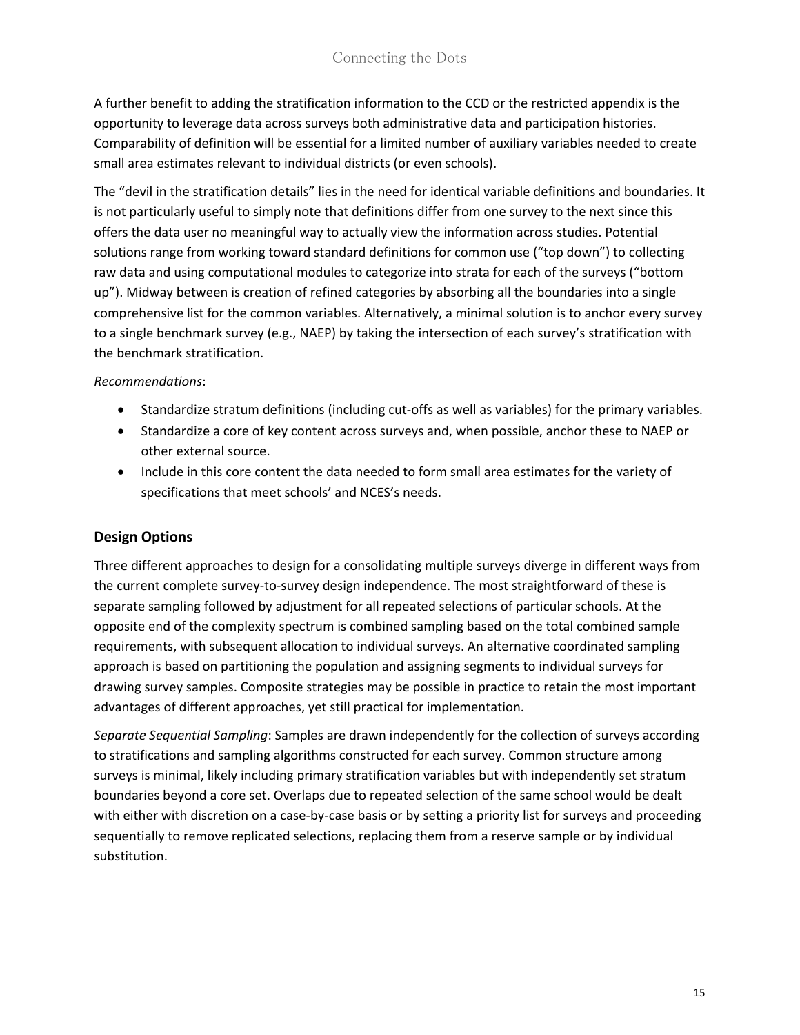A further benefit to adding the stratification information to the CCD or the restricted appendix is the opportunity to leverage data across surveys both administrative data and participation histories. Comparability of definition will be essential for a limited number of auxiliary variables needed to create small area estimates relevant to individual districts (or even schools).

The "devil in the stratification details" lies in the need for identical variable definitions and boundaries. It is not particularly useful to simply note that definitions differ from one survey to the next since this offers the data user no meaningful way to actually view the information across studies. Potential solutions range from working toward standard definitions for common use ("top down") to collecting raw data and using computational modules to categorize into strata for each of the surveys ("bottom up"). Midway between is creation of refined categories by absorbing all the boundaries into a single comprehensive list for the common variables. Alternatively, a minimal solution is to anchor every survey to a single benchmark survey (e.g., NAEP) by taking the intersection of each survey's stratification with the benchmark stratification.

*Recommendations*:

- Standardize stratum definitions (including cut-offs as well as variables) for the primary variables.
- Standardize a core of key content across surveys and, when possible, anchor these to NAEP or other external source.
- Include in this core content the data needed to form small area estimates for the variety of specifications that meet schools' and NCES's needs.

## Design Options

Three different approaches to design for a consolidating multiple surveys diverge in different ways from the current complete survey-to-survey design independence. The most straightforward of these is separate sampling followed by adjustment for all repeated selections of particular schools. At the opposite end of the complexity spectrum is combined sampling based on the total combined sample requirements, with subsequent allocation to individual surveys. An alternative coordinated sampling approach is based on partitioning the population and assigning segments to individual surveys for drawing survey samples. Composite strategies may be possible in practice to retain the most important advantages of different approaches, yet still practical for implementation.

*Separate Sequential Sampling*: Samples are drawn independently for the collection of surveys according to stratifications and sampling algorithms constructed for each survey. Common structure among surveys is minimal, likely including primary stratification variables but with independently set stratum boundaries beyond a core set. Overlaps due to repeated selection of the same school would be dealt with either with discretion on a case-by-case basis or by setting a priority list for surveys and proceeding sequentially to remove replicated selections, replacing them from a reserve sample or by individual substitution.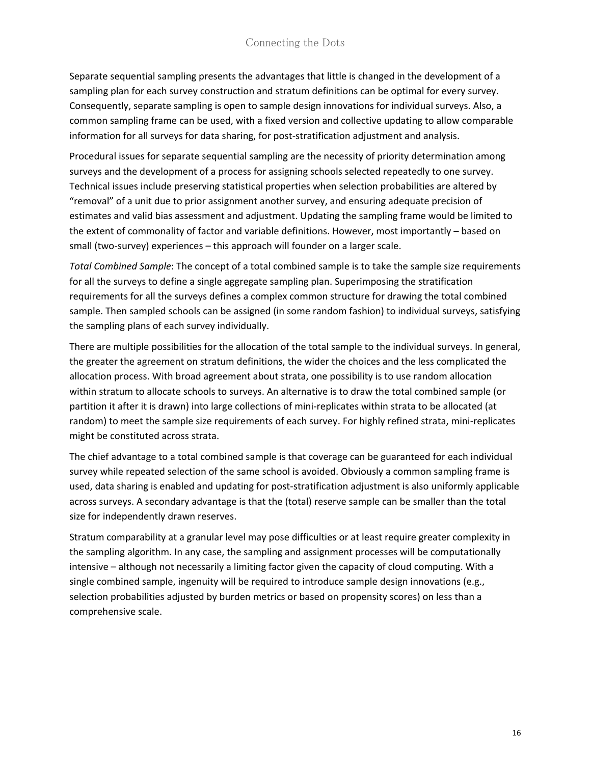Separate sequential sampling presents the advantages that little is changed in the development of a sampling plan for each survey construction and stratum definitions can be optimal for every survey. Consequently, separate sampling is open to sample design innovations for individual surveys. Also, a common sampling frame can be used, with a fixed version and collective updating to allow comparable information for all surveys for data sharing, for post-stratification adjustment and analysis.

Procedural issues for separate sequential sampling are the necessity of priority determination among surveys and the development of a process for assigning schools selected repeatedly to one survey. Technical issues include preserving statistical properties when selection probabilities are altered by “removal” of a unit due to prior assignment another survey, and ensuring adequate precision of estimates and valid bias assessment and adjustment. Updating the sampling frame would be limited to the extent of commonality of factor and variable definitions. However, most importantly – based on small (two-survey) experiences – this approach will founder on a larger scale.

*Total Combined Sample*: The concept of a total combined sample is to take the sample size requirements for all the surveys to define a single aggregate sampling plan. Superimposing the stratification requirements for all the surveys defines a complex common structure for drawing the total combined sample. Then sampled schools can be assigned (in some random fashion) to individual surveys, satisfying the sampling plans of each survey individually.

There are multiple possibilities for the allocation of the total sample to the individual surveys. In general, the greater the agreement on stratum definitions, the wider the choices and the less complicated the allocation process. With broad agreement about strata, one possibility is to use random allocation within stratum to allocate schools to surveys. An alternative is to draw the total combined sample (or partition it after it is drawn) into large collections of mini-replicates within strata to be allocated (at random) to meet the sample size requirements of each survey. For highly refined strata, mini-replicates might be constituted across strata.

The chief advantage to a total combined sample is that coverage can be guaranteed for each individual survey while repeated selection of the same school is avoided. Obviously a common sampling frame is used, data sharing is enabled and updating for post-stratification adjustment is also uniformly applicable across surveys. A secondary advantage is that the (total) reserve sample can be smaller than the total size for independently drawn reserves.

Stratum comparability at a granular level may pose difficulties or at least require greater complexity in the sampling algorithm. In any case, the sampling and assignment processes will be computationally intensive – although not necessarily a limiting factor given the capacity of cloud computing. With a single combined sample, ingenuity will be required to introduce sample design innovations (e.g., selection probabilities adjusted by burden metrics or based on propensity scores) on less than a comprehensive scale.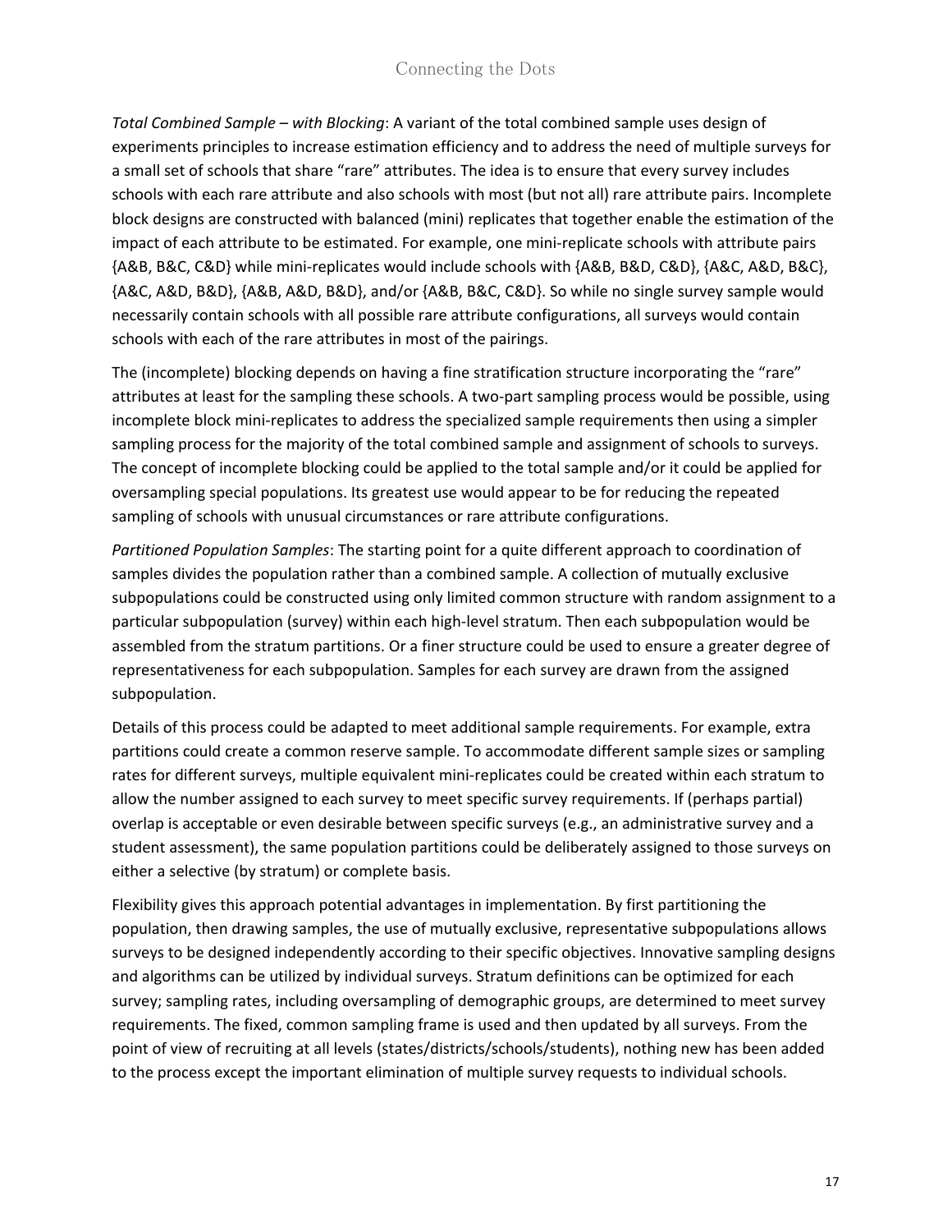*Total Combined Sample – with Blocking*: A variant of the total combined sample uses design of experiments principles to increase estimation efficiency and to address the need of multiple surveys for a small set of schools that share "rare" attributes. The idea is to ensure that every survey includes schools with each rare attribute and also schools with most (but not all) rare attribute pairs. Incomplete block designs are constructed with balanced (mini) replicates that together enable the estimation of the impact of each attribute to be estimated. For example, one mini-replicate schools with attribute pairs {A&B, B&C, C&D} while mini-replicates would include schools with {A&B, B&D, C&D}, {A&C, A&D, B&C}, {A&C, A&D, B&D}, {A&B, A&D, B&D}, and/or {A&B, B&C, C&D}. So while no single survey sample would necessarily contain schools with all possible rare attribute configurations, all surveys would contain schools with each of the rare attributes in most of the pairings.

The (incomplete) blocking depends on having a fine stratification structure incorporating the "rare" attributes at least for the sampling these schools. A two-part sampling process would be possible, using incomplete block mini-replicates to address the specialized sample requirements then using a simpler sampling process for the majority of the total combined sample and assignment of schools to surveys. The concept of incomplete blocking could be applied to the total sample and/or it could be applied for oversampling special populations. Its greatest use would appear to be for reducing the repeated sampling of schools with unusual circumstances or rare attribute configurations.

*Partitioned Population Samples*: The starting point for a quite different approach to coordination of samples divides the population rather than a combined sample. A collection of mutually exclusive subpopulations could be constructed using only limited common structure with random assignment to a particular subpopulation (survey) within each high-level stratum. Then each subpopulation would be assembled from the stratum partitions. Or a finer structure could be used to ensure a greater degree of representativeness for each subpopulation. Samples for each survey are drawn from the assigned subpopulation.

Details of this process could be adapted to meet additional sample requirements. For example, extra partitions could create a common reserve sample. To accommodate different sample sizes or sampling rates for different surveys, multiple equivalent mini-replicates could be created within each stratum to allow the number assigned to each survey to meet specific survey requirements. If (perhaps partial) overlap is acceptable or even desirable between specific surveys (e.g., an administrative survey and a student assessment), the same population partitions could be deliberately assigned to those surveys on either a selective (by stratum) or complete basis.

Flexibility gives this approach potential advantages in implementation. By first partitioning the population, then drawing samples, the use of mutually exclusive, representative subpopulations allows surveys to be designed independently according to their specific objectives. Innovative sampling designs and algorithms can be utilized by individual surveys. Stratum definitions can be optimized for each survey; sampling rates, including oversampling of demographic groups, are determined to meet survey requirements. The fixed, common sampling frame is used and then updated by all surveys. From the point of view of recruiting at all levels (states/districts/schools/students), nothing new has been added to the process except the important elimination of multiple survey requests to individual schools.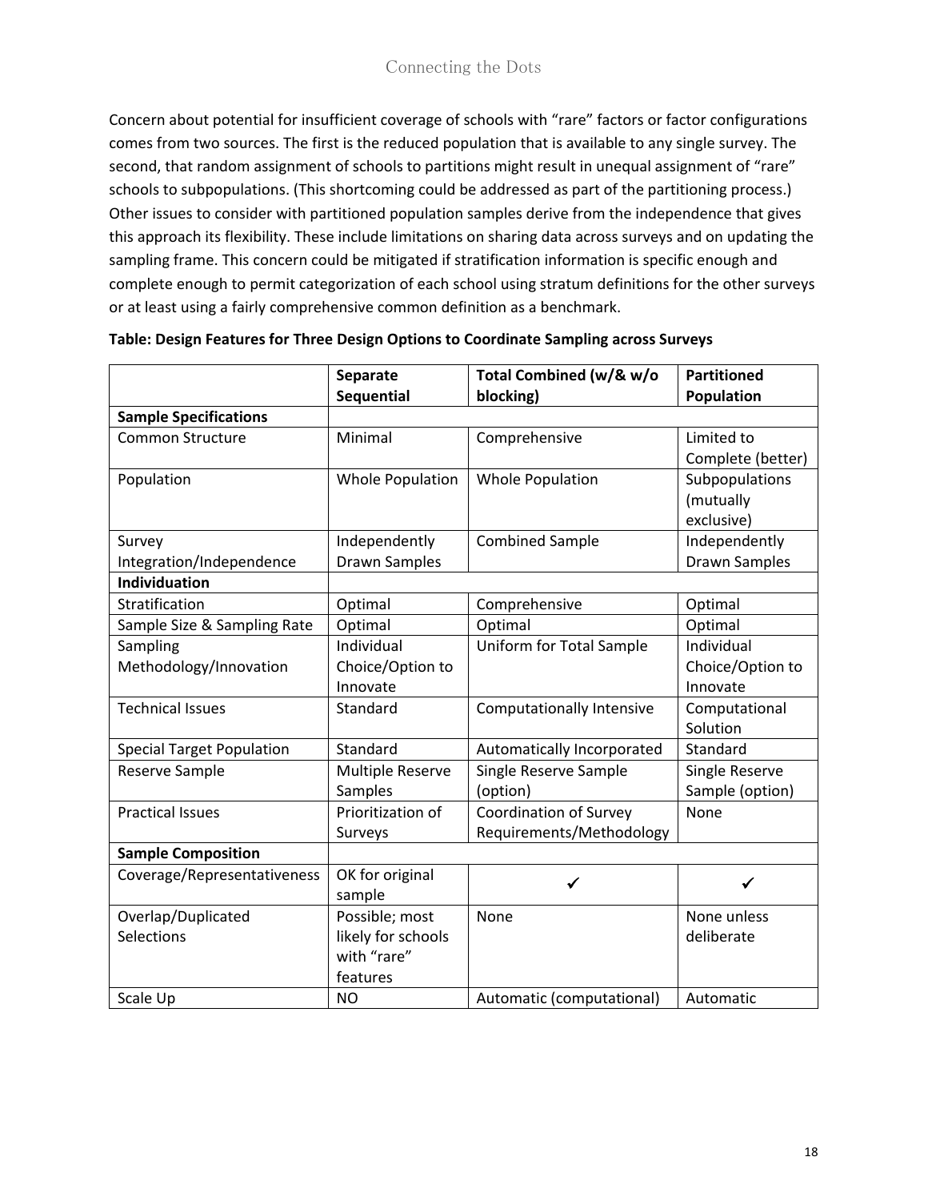Concern about potential for insufficient coverage of schools with "rare" factors or factor configurations comes from two sources. The first is the reduced population that is available to any single survey. The second, that random assignment of schools to partitions might result in unequal assignment of "rare" schools to subpopulations. (This shortcoming could be addressed as part of the partitioning process.) Other issues to consider with partitioned population samples derive from the independence that gives this approach its flexibility. These include limitations on sharing data across surveys and on updating the sampling frame. This concern could be mitigated if stratification information is specific enough and complete enough to permit categorization of each school using stratum definitions for the other surveys or at least using a fairly comprehensive common definition as a benchmark.

**Table: Design Features for Three Design Options to Coordinate Sampling across Surveys**

| | **Separate Sequential** | **Total Combined (w/& w/o blocking)** | **Partitioned Population** |
|---|---|---|---|
| **Sample Specifications** | | | |
| Common Structure | Minimal | Comprehensive | Limited to Complete (better) |
| Population | Whole Population | Whole Population | Subpopulations (mutually exclusive) |
| Survey Integration/Independence | Independently Drawn Samples | Combined Sample | Independently Drawn Samples |
| **Individuation** | | | |
| Stratification | Optimal | Comprehensive | Optimal |
| Sample Size & Sampling Rate | Optimal | Optimal | Optimal |
| Sampling Methodology/Innovation | Individual Choice/Option to Innovate | Uniform for Total Sample | Individual Choice/Option to Innovate |
| Technical Issues | Standard | Computationally Intensive | Computational Solution |
| Special Target Population | Standard | Automatically Incorporated | Standard |
| Reserve Sample | Multiple Reserve Samples | Single Reserve Sample (option) | Single Reserve Sample (option) |
| Practical Issues | Prioritization of Surveys | Coordination of Survey Requirements/Methodology | None |
| **Sample Composition** | | | |
| Coverage/Representativeness | OK for original sample | ✓ | ✓ |
| Overlap/Duplicated Selections | Possible; most likely for schools with "rare" features | None | None unless deliberate |
| Scale Up | NO | Automatic (computational) | Automatic |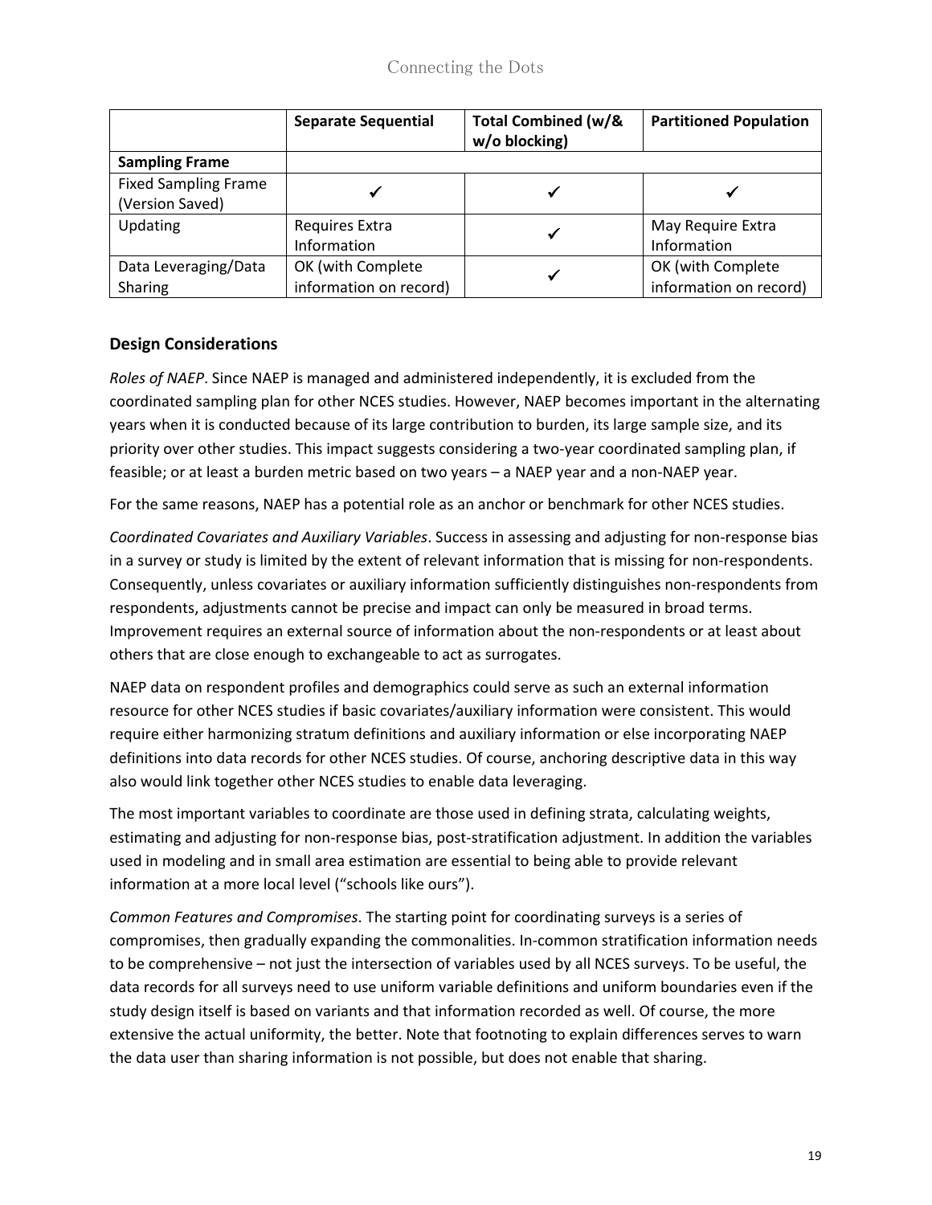| | Separate Sequential | Total Combined (w/& w/o blocking) | Partitioned Population |
|---|---|---|---|
| **Sampling Frame** | | | |
| Fixed Sampling Frame (Version Saved) | ✓ | ✓ | ✓ |
| Updating | Requires Extra Information | ✓ | May Require Extra Information |
| Data Leveraging/Data Sharing | OK (with Complete information on record) | ✓ | OK (with Complete information on record) |

## Design Considerations

*Roles of NAEP*. Since NAEP is managed and administered independently, it is excluded from the coordinated sampling plan for other NCES studies. However, NAEP becomes important in the alternating years when it is conducted because of its large contribution to burden, its large sample size, and its priority over other studies. This impact suggests considering a two-year coordinated sampling plan, if feasible; or at least a burden metric based on two years – a NAEP year and a non-NAEP year.

For the same reasons, NAEP has a potential role as an anchor or benchmark for other NCES studies.

*Coordinated Covariates and Auxiliary Variables*. Success in assessing and adjusting for non-response bias in a survey or study is limited by the extent of relevant information that is missing for non-respondents. Consequently, unless covariates or auxiliary information sufficiently distinguishes non-respondents from respondents, adjustments cannot be precise and impact can only be measured in broad terms. Improvement requires an external source of information about the non-respondents or at least about others that are close enough to exchangeable to act as surrogates.

NAEP data on respondent profiles and demographics could serve as such an external information resource for other NCES studies if basic covariates/auxiliary information were consistent. This would require either harmonizing stratum definitions and auxiliary information or else incorporating NAEP definitions into data records for other NCES studies. Of course, anchoring descriptive data in this way also would link together other NCES studies to enable data leveraging.

The most important variables to coordinate are those used in defining strata, calculating weights, estimating and adjusting for non-response bias, post-stratification adjustment. In addition the variables used in modeling and in small area estimation are essential to being able to provide relevant information at a more local level ("schools like ours").

*Common Features and Compromises*. The starting point for coordinating surveys is a series of compromises, then gradually expanding the commonalities. In-common stratification information needs to be comprehensive – not just the intersection of variables used by all NCES surveys. To be useful, the data records for all surveys need to use uniform variable definitions and uniform boundaries even if the study design itself is based on variants and that information recorded as well. Of course, the more extensive the actual uniformity, the better. Note that footnoting to explain differences serves to warn the data user than sharing information is not possible, but does not enable that sharing.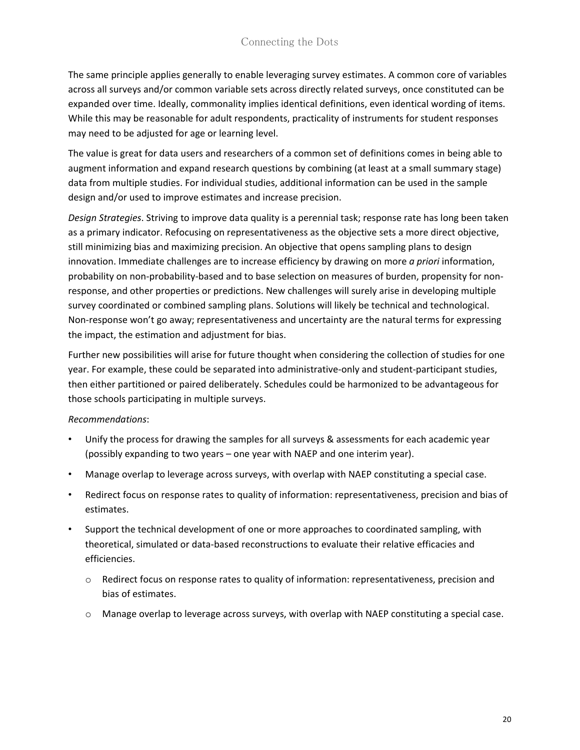The same principle applies generally to enable leveraging survey estimates. A common core of variables across all surveys and/or common variable sets across directly related surveys, once constituted can be expanded over time. Ideally, commonality implies identical definitions, even identical wording of items. While this may be reasonable for adult respondents, practicality of instruments for student responses may need to be adjusted for age or learning level.

The value is great for data users and researchers of a common set of definitions comes in being able to augment information and expand research questions by combining (at least at a small summary stage) data from multiple studies. For individual studies, additional information can be used in the sample design and/or used to improve estimates and increase precision.

*Design Strategies*. Striving to improve data quality is a perennial task; response rate has long been taken as a primary indicator. Refocusing on representativeness as the objective sets a more direct objective, still minimizing bias and maximizing precision. An objective that opens sampling plans to design innovation. Immediate challenges are to increase efficiency by drawing on more *a priori* information, probability on non-probability-based and to base selection on measures of burden, propensity for non-response, and other properties or predictions. New challenges will surely arise in developing multiple survey coordinated or combined sampling plans. Solutions will likely be technical and technological. Non-response won't go away; representativeness and uncertainty are the natural terms for expressing the impact, the estimation and adjustment for bias.

Further new possibilities will arise for future thought when considering the collection of studies for one year. For example, these could be separated into administrative-only and student-participant studies, then either partitioned or paired deliberately. Schedules could be harmonized to be advantageous for those schools participating in multiple surveys.

*Recommendations*:

- Unify the process for drawing the samples for all surveys & assessments for each academic year (possibly expanding to two years – one year with NAEP and one interim year).
- Manage overlap to leverage across surveys, with overlap with NAEP constituting a special case.
- Redirect focus on response rates to quality of information: representativeness, precision and bias of estimates.
- Support the technical development of one or more approaches to coordinated sampling, with theoretical, simulated or data-based reconstructions to evaluate their relative efficacies and efficiencies.
  - Redirect focus on response rates to quality of information: representativeness, precision and bias of estimates.
  - Manage overlap to leverage across surveys, with overlap with NAEP constituting a special case.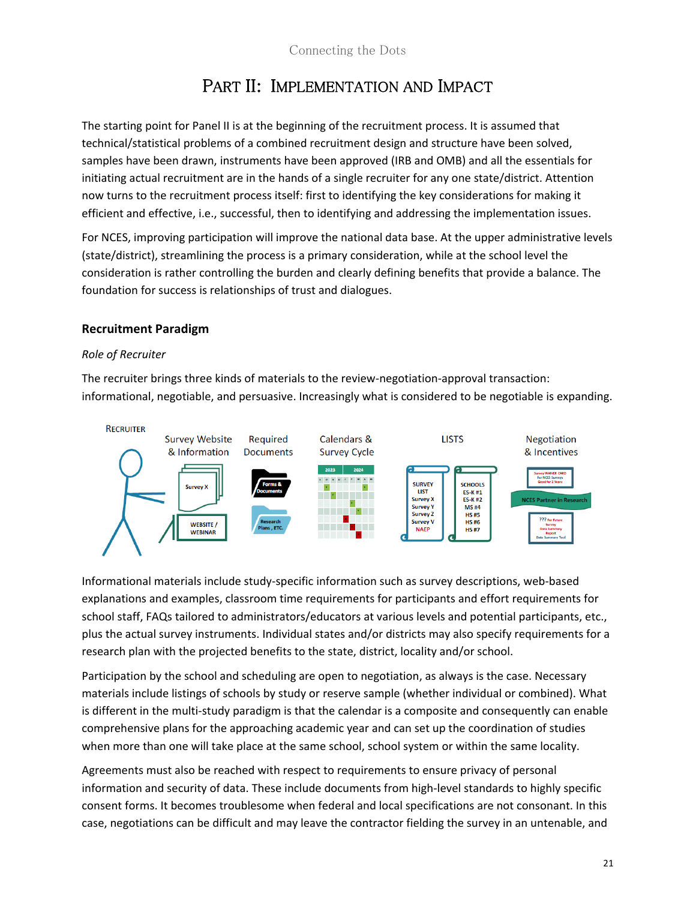# Part II: Implementation and Impact

The starting point for Panel II is at the beginning of the recruitment process. It is assumed that technical/statistical problems of a combined recruitment design and structure have been solved, samples have been drawn, instruments have been approved (IRB and OMB) and all the essentials for initiating actual recruitment are in the hands of a single recruiter for any one state/district. Attention now turns to the recruitment process itself: first to identifying the key considerations for making it efficient and effective, i.e., successful, then to identifying and addressing the implementation issues.

For NCES, improving participation will improve the national data base. At the upper administrative levels (state/district), streamlining the process is a primary consideration, while at the school level the consideration is rather controlling the burden and clearly defining benefits that provide a balance. The foundation for success is relationships of trust and dialogues.

## Recruitment Paradigm

*Role of Recruiter*

The recruiter brings three kinds of materials to the review-negotiation-approval transaction: informational, negotiable, and persuasive. Increasingly what is considered to be negotiable is expanding.

RECRUITER — Survey Website & Information — Required Documents — Calendars & Survey Cycle — LISTS — Negotiation & Incentives

Informational materials include study-specific information such as survey descriptions, web-based explanations and examples, classroom time requirements for participants and effort requirements for school staff, FAQs tailored to administrators/educators at various levels and potential participants, etc., plus the actual survey instruments. Individual states and/or districts may also specify requirements for a research plan with the projected benefits to the state, district, locality and/or school.

Participation by the school and scheduling are open to negotiation, as always is the case. Necessary materials include listings of schools by study or reserve sample (whether individual or combined). What is different in the multi-study paradigm is that the calendar is a composite and consequently can enable comprehensive plans for the approaching academic year and can set up the coordination of studies when more than one will take place at the same school, school system or within the same locality.

Agreements must also be reached with respect to requirements to ensure privacy of personal information and security of data. These include documents from high-level standards to highly specific consent forms. It becomes troublesome when federal and local specifications are not consonant. In this case, negotiations can be difficult and may leave the contractor fielding the survey in an untenable, and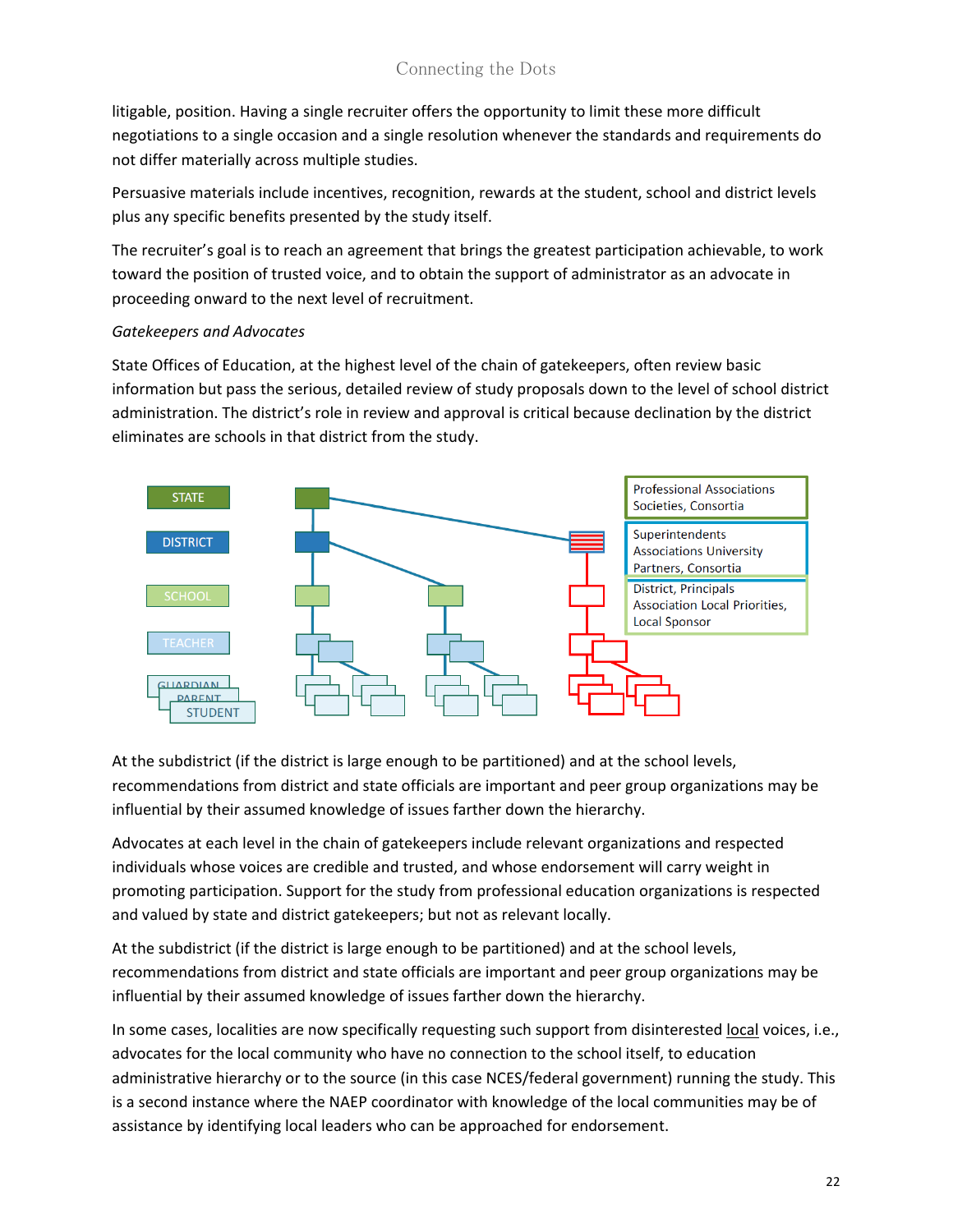litigable, position. Having a single recruiter offers the opportunity to limit these more difficult negotiations to a single occasion and a single resolution whenever the standards and requirements do not differ materially across multiple studies.

Persuasive materials include incentives, recognition, rewards at the student, school and district levels plus any specific benefits presented by the study itself.

The recruiter's goal is to reach an agreement that brings the greatest participation achievable, to work toward the position of trusted voice, and to obtain the support of administrator as an advocate in proceeding onward to the next level of recruitment.

*Gatekeepers and Advocates*

State Offices of Education, at the highest level of the chain of gatekeepers, often review basic information but pass the serious, detailed review of study proposals down to the level of school district administration. The district's role in review and approval is critical because declination by the district eliminates are schools in that district from the study.

STATE

DISTRICT

SCHOOL

TEACHER

GUARDIAN PARENT STUDENT

Professional Associations Societies, Consortia

Superintendents Associations University Partners, Consortia

District, Principals Association Local Priorities, Local Sponsor

At the subdistrict (if the district is large enough to be partitioned) and at the school levels, recommendations from district and state officials are important and peer group organizations may be influential by their assumed knowledge of issues farther down the hierarchy.

Advocates at each level in the chain of gatekeepers include relevant organizations and respected individuals whose voices are credible and trusted, and whose endorsement will carry weight in promoting participation. Support for the study from professional education organizations is respected and valued by state and district gatekeepers; but not as relevant locally.

At the subdistrict (if the district is large enough to be partitioned) and at the school levels, recommendations from district and state officials are important and peer group organizations may be influential by their assumed knowledge of issues farther down the hierarchy.

In some cases, localities are now specifically requesting such support from disinterested local voices, i.e., advocates for the local community who have no connection to the school itself, to education administrative hierarchy or to the source (in this case NCES/federal government) running the study. This is a second instance where the NAEP coordinator with knowledge of the local communities may be of assistance by identifying local leaders who can be approached for endorsement.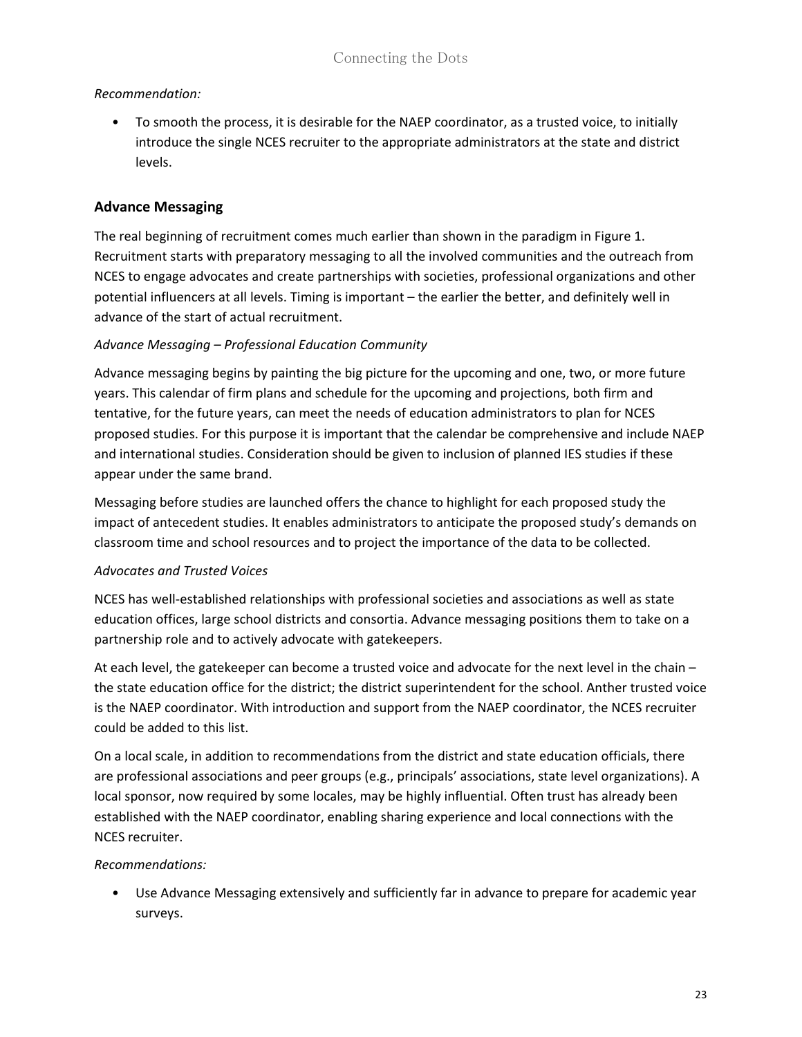*Recommendation:*

- To smooth the process, it is desirable for the NAEP coordinator, as a trusted voice, to initially introduce the single NCES recruiter to the appropriate administrators at the state and district levels.

## Advance Messaging

The real beginning of recruitment comes much earlier than shown in the paradigm in Figure 1. Recruitment starts with preparatory messaging to all the involved communities and the outreach from NCES to engage advocates and create partnerships with societies, professional organizations and other potential influencers at all levels. Timing is important – the earlier the better, and definitely well in advance of the start of actual recruitment.

*Advance Messaging – Professional Education Community*

Advance messaging begins by painting the big picture for the upcoming and one, two, or more future years. This calendar of firm plans and schedule for the upcoming and projections, both firm and tentative, for the future years, can meet the needs of education administrators to plan for NCES proposed studies. For this purpose it is important that the calendar be comprehensive and include NAEP and international studies. Consideration should be given to inclusion of planned IES studies if these appear under the same brand.

Messaging before studies are launched offers the chance to highlight for each proposed study the impact of antecedent studies. It enables administrators to anticipate the proposed study's demands on classroom time and school resources and to project the importance of the data to be collected.

*Advocates and Trusted Voices*

NCES has well-established relationships with professional societies and associations as well as state education offices, large school districts and consortia. Advance messaging positions them to take on a partnership role and to actively advocate with gatekeepers.

At each level, the gatekeeper can become a trusted voice and advocate for the next level in the chain – the state education office for the district; the district superintendent for the school. Anther trusted voice is the NAEP coordinator. With introduction and support from the NAEP coordinator, the NCES recruiter could be added to this list.

On a local scale, in addition to recommendations from the district and state education officials, there are professional associations and peer groups (e.g., principals' associations, state level organizations). A local sponsor, now required by some locales, may be highly influential. Often trust has already been established with the NAEP coordinator, enabling sharing experience and local connections with the NCES recruiter.

*Recommendations:*

- Use Advance Messaging extensively and sufficiently far in advance to prepare for academic year surveys.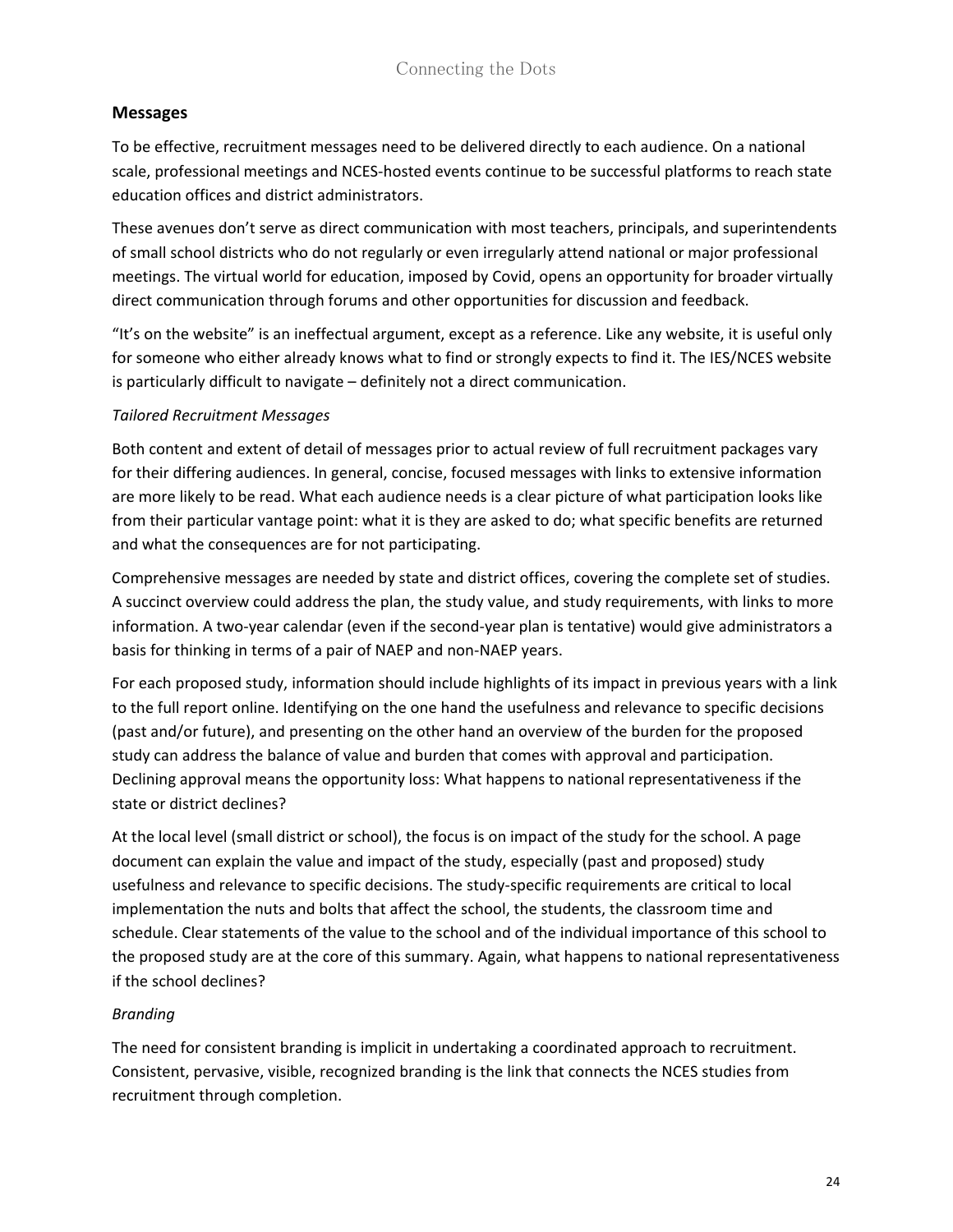## Messages

To be effective, recruitment messages need to be delivered directly to each audience. On a national scale, professional meetings and NCES-hosted events continue to be successful platforms to reach state education offices and district administrators.

These avenues don't serve as direct communication with most teachers, principals, and superintendents of small school districts who do not regularly or even irregularly attend national or major professional meetings. The virtual world for education, imposed by Covid, opens an opportunity for broader virtually direct communication through forums and other opportunities for discussion and feedback.

"It's on the website" is an ineffectual argument, except as a reference. Like any website, it is useful only for someone who either already knows what to find or strongly expects to find it. The IES/NCES website is particularly difficult to navigate – definitely not a direct communication.

### *Tailored Recruitment Messages*

Both content and extent of detail of messages prior to actual review of full recruitment packages vary for their differing audiences. In general, concise, focused messages with links to extensive information are more likely to be read. What each audience needs is a clear picture of what participation looks like from their particular vantage point: what it is they are asked to do; what specific benefits are returned and what the consequences are for not participating.

Comprehensive messages are needed by state and district offices, covering the complete set of studies. A succinct overview could address the plan, the study value, and study requirements, with links to more information. A two-year calendar (even if the second-year plan is tentative) would give administrators a basis for thinking in terms of a pair of NAEP and non-NAEP years.

For each proposed study, information should include highlights of its impact in previous years with a link to the full report online. Identifying on the one hand the usefulness and relevance to specific decisions (past and/or future), and presenting on the other hand an overview of the burden for the proposed study can address the balance of value and burden that comes with approval and participation. Declining approval means the opportunity loss: What happens to national representativeness if the state or district declines?

At the local level (small district or school), the focus is on impact of the study for the school. A page document can explain the value and impact of the study, especially (past and proposed) study usefulness and relevance to specific decisions. The study-specific requirements are critical to local implementation the nuts and bolts that affect the school, the students, the classroom time and schedule. Clear statements of the value to the school and of the individual importance of this school to the proposed study are at the core of this summary. Again, what happens to national representativeness if the school declines?

### *Branding*

The need for consistent branding is implicit in undertaking a coordinated approach to recruitment. Consistent, pervasive, visible, recognized branding is the link that connects the NCES studies from recruitment through completion.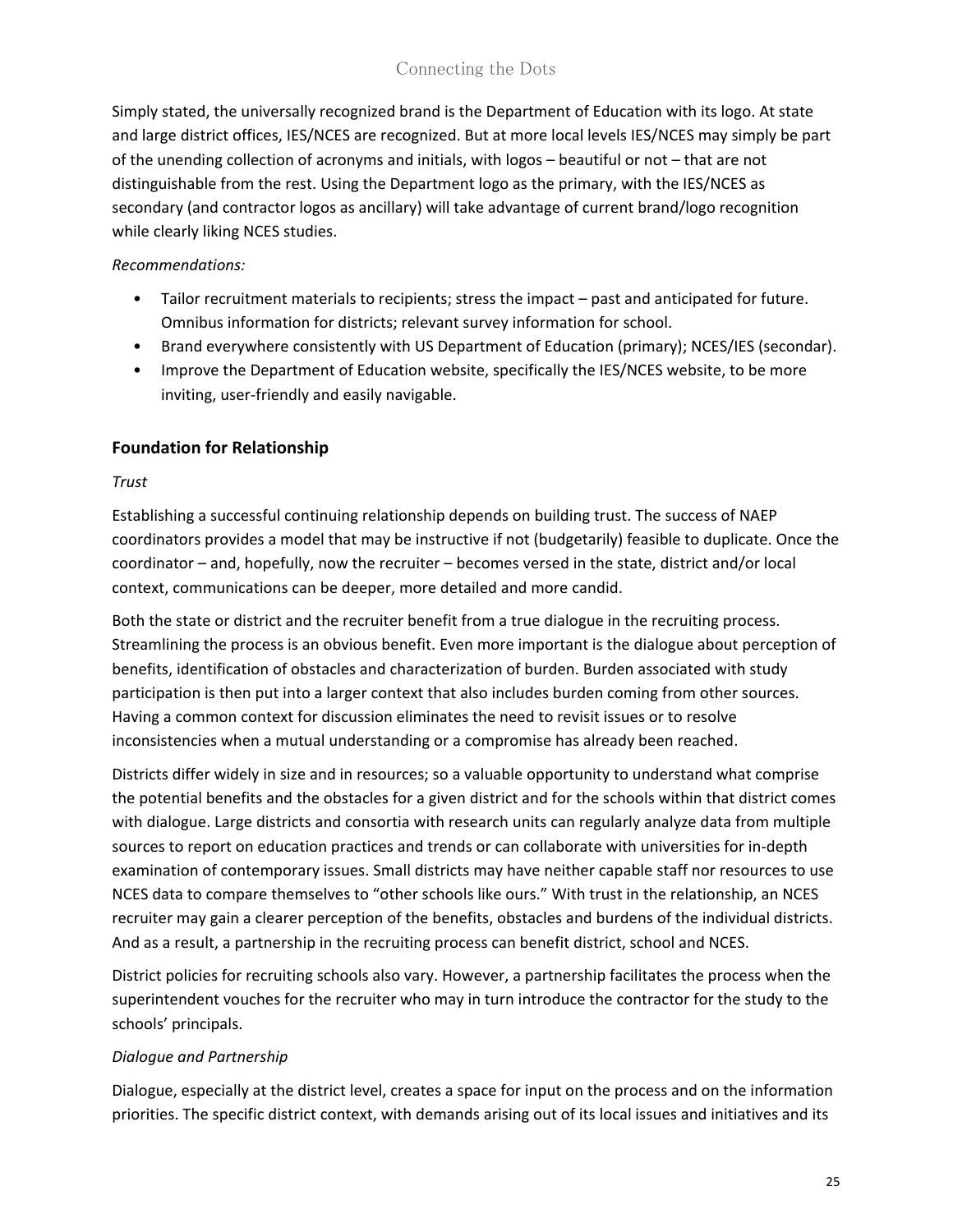Simply stated, the universally recognized brand is the Department of Education with its logo. At state and large district offices, IES/NCES are recognized. But at more local levels IES/NCES may simply be part of the unending collection of acronyms and initials, with logos – beautiful or not – that are not distinguishable from the rest. Using the Department logo as the primary, with the IES/NCES as secondary (and contractor logos as ancillary) will take advantage of current brand/logo recognition while clearly liking NCES studies.

*Recommendations:*

- Tailor recruitment materials to recipients; stress the impact – past and anticipated for future. Omnibus information for districts; relevant survey information for school.
- Brand everywhere consistently with US Department of Education (primary); NCES/IES (secondar).
- Improve the Department of Education website, specifically the IES/NCES website, to be more inviting, user-friendly and easily navigable.

## Foundation for Relationship

*Trust*

Establishing a successful continuing relationship depends on building trust. The success of NAEP coordinators provides a model that may be instructive if not (budgetarily) feasible to duplicate. Once the coordinator – and, hopefully, now the recruiter – becomes versed in the state, district and/or local context, communications can be deeper, more detailed and more candid.

Both the state or district and the recruiter benefit from a true dialogue in the recruiting process. Streamlining the process is an obvious benefit. Even more important is the dialogue about perception of benefits, identification of obstacles and characterization of burden. Burden associated with study participation is then put into a larger context that also includes burden coming from other sources. Having a common context for discussion eliminates the need to revisit issues or to resolve inconsistencies when a mutual understanding or a compromise has already been reached.

Districts differ widely in size and in resources; so a valuable opportunity to understand what comprise the potential benefits and the obstacles for a given district and for the schools within that district comes with dialogue. Large districts and consortia with research units can regularly analyze data from multiple sources to report on education practices and trends or can collaborate with universities for in-depth examination of contemporary issues. Small districts may have neither capable staff nor resources to use NCES data to compare themselves to "other schools like ours." With trust in the relationship, an NCES recruiter may gain a clearer perception of the benefits, obstacles and burdens of the individual districts. And as a result, a partnership in the recruiting process can benefit district, school and NCES.

District policies for recruiting schools also vary. However, a partnership facilitates the process when the superintendent vouches for the recruiter who may in turn introduce the contractor for the study to the schools' principals.

*Dialogue and Partnership*

Dialogue, especially at the district level, creates a space for input on the process and on the information priorities. The specific district context, with demands arising out of its local issues and initiatives and its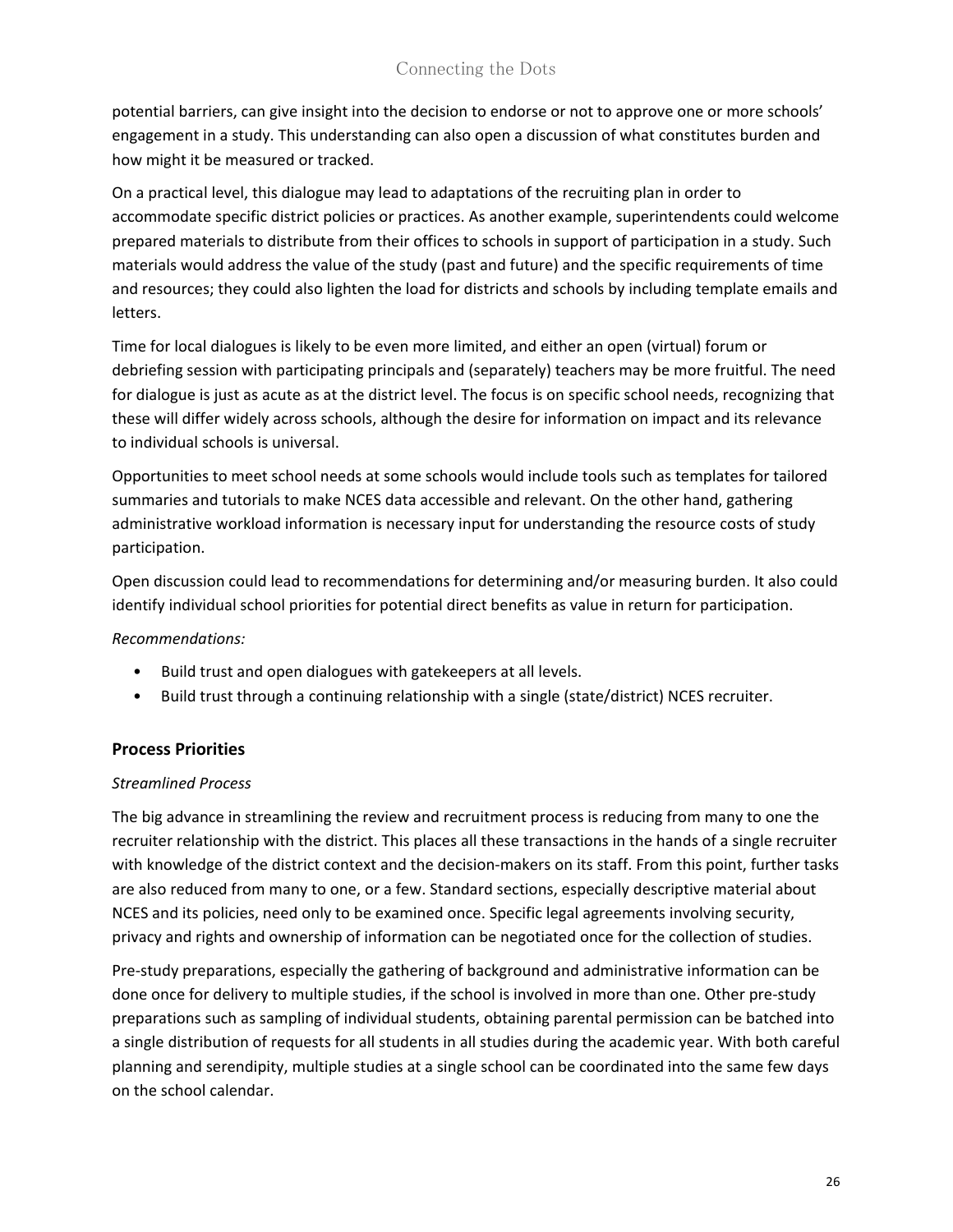potential barriers, can give insight into the decision to endorse or not to approve one or more schools' engagement in a study. This understanding can also open a discussion of what constitutes burden and how might it be measured or tracked.

On a practical level, this dialogue may lead to adaptations of the recruiting plan in order to accommodate specific district policies or practices. As another example, superintendents could welcome prepared materials to distribute from their offices to schools in support of participation in a study. Such materials would address the value of the study (past and future) and the specific requirements of time and resources; they could also lighten the load for districts and schools by including template emails and letters.

Time for local dialogues is likely to be even more limited, and either an open (virtual) forum or debriefing session with participating principals and (separately) teachers may be more fruitful. The need for dialogue is just as acute as at the district level. The focus is on specific school needs, recognizing that these will differ widely across schools, although the desire for information on impact and its relevance to individual schools is universal.

Opportunities to meet school needs at some schools would include tools such as templates for tailored summaries and tutorials to make NCES data accessible and relevant. On the other hand, gathering administrative workload information is necessary input for understanding the resource costs of study participation.

Open discussion could lead to recommendations for determining and/or measuring burden. It also could identify individual school priorities for potential direct benefits as value in return for participation.

*Recommendations:*

- Build trust and open dialogues with gatekeepers at all levels.
- Build trust through a continuing relationship with a single (state/district) NCES recruiter.

## Process Priorities

*Streamlined Process*

The big advance in streamlining the review and recruitment process is reducing from many to one the recruiter relationship with the district. This places all these transactions in the hands of a single recruiter with knowledge of the district context and the decision-makers on its staff. From this point, further tasks are also reduced from many to one, or a few. Standard sections, especially descriptive material about NCES and its policies, need only to be examined once. Specific legal agreements involving security, privacy and rights and ownership of information can be negotiated once for the collection of studies.

Pre-study preparations, especially the gathering of background and administrative information can be done once for delivery to multiple studies, if the school is involved in more than one. Other pre-study preparations such as sampling of individual students, obtaining parental permission can be batched into a single distribution of requests for all students in all studies during the academic year. With both careful planning and serendipity, multiple studies at a single school can be coordinated into the same few days on the school calendar.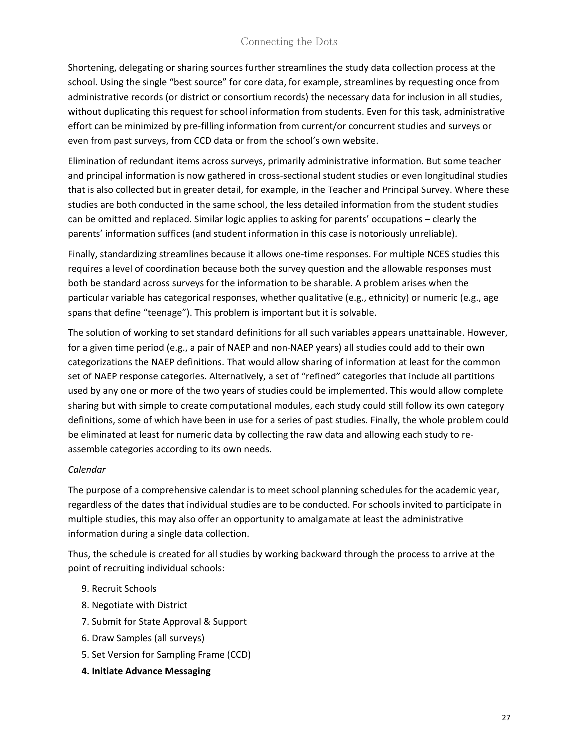Shortening, delegating or sharing sources further streamlines the study data collection process at the school. Using the single "best source" for core data, for example, streamlines by requesting once from administrative records (or district or consortium records) the necessary data for inclusion in all studies, without duplicating this request for school information from students. Even for this task, administrative effort can be minimized by pre-filling information from current/or concurrent studies and surveys or even from past surveys, from CCD data or from the school's own website.

Elimination of redundant items across surveys, primarily administrative information. But some teacher and principal information is now gathered in cross-sectional student studies or even longitudinal studies that is also collected but in greater detail, for example, in the Teacher and Principal Survey. Where these studies are both conducted in the same school, the less detailed information from the student studies can be omitted and replaced. Similar logic applies to asking for parents' occupations – clearly the parents' information suffices (and student information in this case is notoriously unreliable).

Finally, standardizing streamlines because it allows one-time responses. For multiple NCES studies this requires a level of coordination because both the survey question and the allowable responses must both be standard across surveys for the information to be sharable. A problem arises when the particular variable has categorical responses, whether qualitative (e.g., ethnicity) or numeric (e.g., age spans that define "teenage"). This problem is important but it is solvable.

The solution of working to set standard definitions for all such variables appears unattainable. However, for a given time period (e.g., a pair of NAEP and non-NAEP years) all studies could add to their own categorizations the NAEP definitions. That would allow sharing of information at least for the common set of NAEP response categories. Alternatively, a set of "refined" categories that include all partitions used by any one or more of the two years of studies could be implemented. This would allow complete sharing but with simple to create computational modules, each study could still follow its own category definitions, some of which have been in use for a series of past studies. Finally, the whole problem could be eliminated at least for numeric data by collecting the raw data and allowing each study to re-assemble categories according to its own needs.

*Calendar*

The purpose of a comprehensive calendar is to meet school planning schedules for the academic year, regardless of the dates that individual studies are to be conducted. For schools invited to participate in multiple studies, this may also offer an opportunity to amalgamate at least the administrative information during a single data collection.

Thus, the schedule is created for all studies by working backward through the process to arrive at the point of recruiting individual schools:

9. Recruit Schools
8. Negotiate with District
7. Submit for State Approval & Support
6. Draw Samples (all surveys)
5. Set Version for Sampling Frame (CCD)
4. **Initiate Advance Messaging**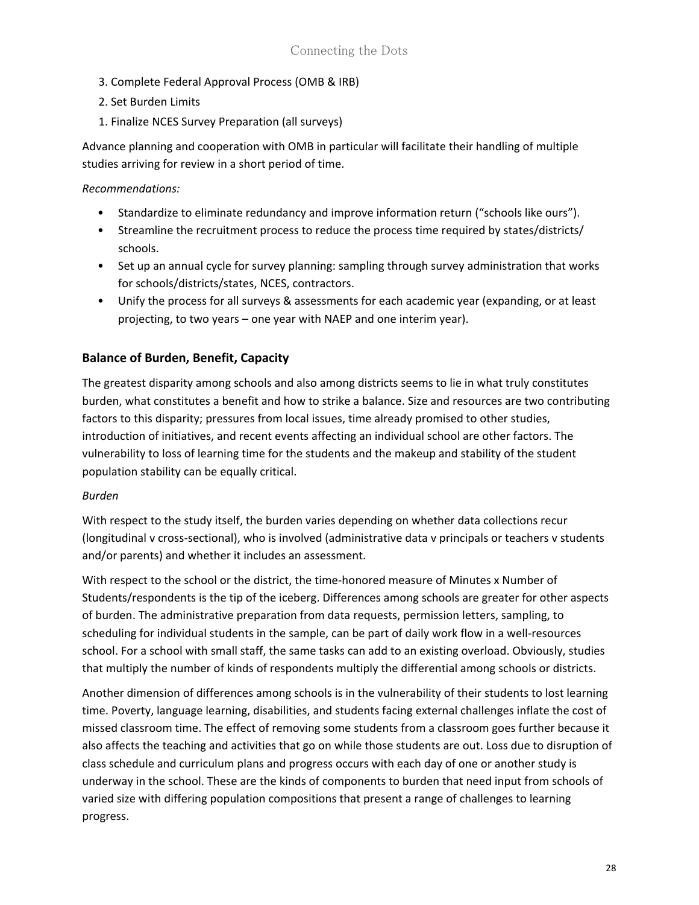3. Complete Federal Approval Process (OMB & IRB)
2. Set Burden Limits
1. Finalize NCES Survey Preparation (all surveys)

Advance planning and cooperation with OMB in particular will facilitate their handling of multiple studies arriving for review in a short period of time.

*Recommendations:*

- Standardize to eliminate redundancy and improve information return ("schools like ours").
- Streamline the recruitment process to reduce the process time required by states/districts/ schools.
- Set up an annual cycle for survey planning: sampling through survey administration that works for schools/districts/states, NCES, contractors.
- Unify the process for all surveys & assessments for each academic year (expanding, or at least projecting, to two years – one year with NAEP and one interim year).

## Balance of Burden, Benefit, Capacity

The greatest disparity among schools and also among districts seems to lie in what truly constitutes burden, what constitutes a benefit and how to strike a balance. Size and resources are two contributing factors to this disparity; pressures from local issues, time already promised to other studies, introduction of initiatives, and recent events affecting an individual school are other factors. The vulnerability to loss of learning time for the students and the makeup and stability of the student population stability can be equally critical.

*Burden*

With respect to the study itself, the burden varies depending on whether data collections recur (longitudinal v cross-sectional), who is involved (administrative data v principals or teachers v students and/or parents) and whether it includes an assessment.

With respect to the school or the district, the time-honored measure of Minutes x Number of Students/respondents is the tip of the iceberg. Differences among schools are greater for other aspects of burden. The administrative preparation from data requests, permission letters, sampling, to scheduling for individual students in the sample, can be part of daily work flow in a well-resources school. For a school with small staff, the same tasks can add to an existing overload. Obviously, studies that multiply the number of kinds of respondents multiply the differential among schools or districts.

Another dimension of differences among schools is in the vulnerability of their students to lost learning time. Poverty, language learning, disabilities, and students facing external challenges inflate the cost of missed classroom time. The effect of removing some students from a classroom goes further because it also affects the teaching and activities that go on while those students are out. Loss due to disruption of class schedule and curriculum plans and progress occurs with each day of one or another study is underway in the school. These are the kinds of components to burden that need input from schools of varied size with differing population compositions that present a range of challenges to learning progress.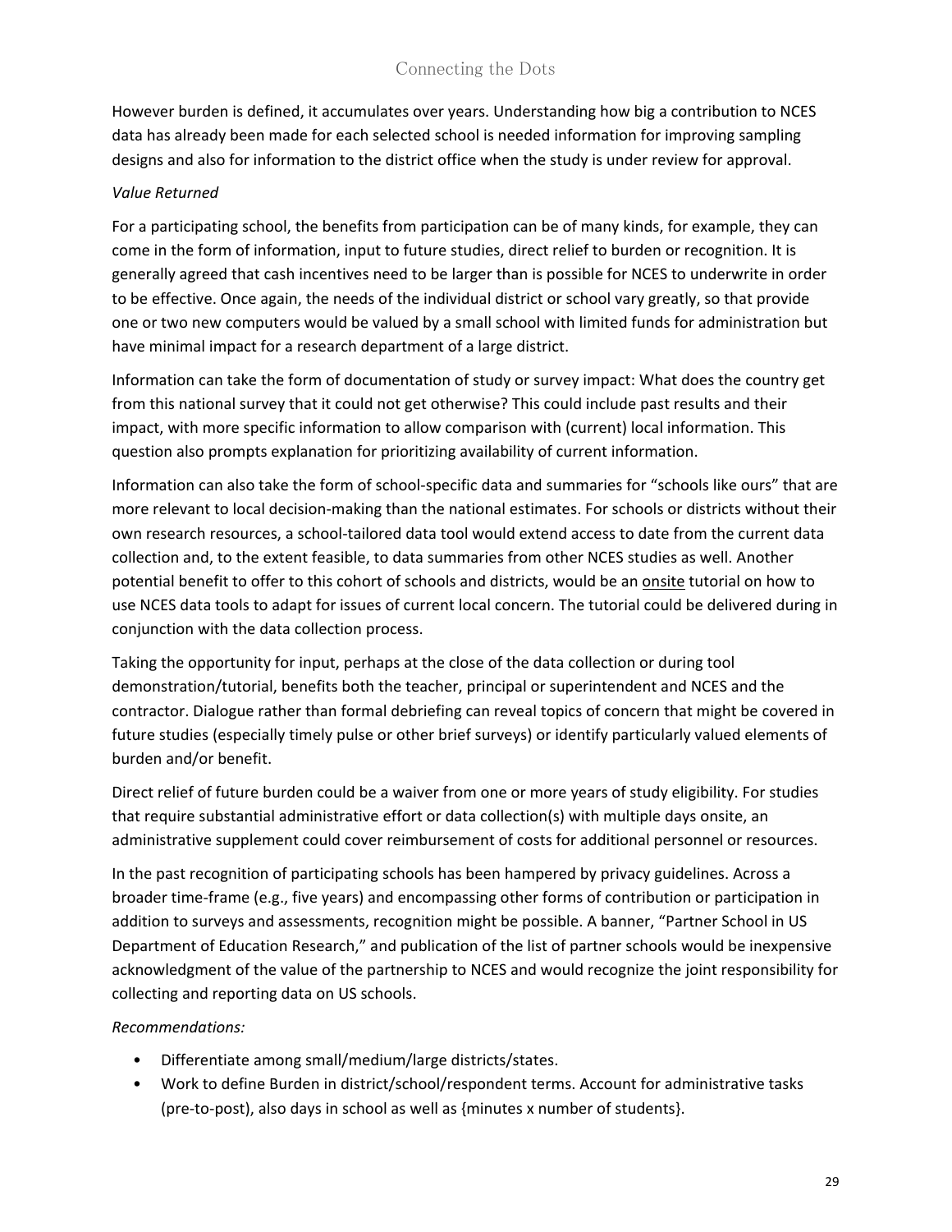However burden is defined, it accumulates over years. Understanding how big a contribution to NCES data has already been made for each selected school is needed information for improving sampling designs and also for information to the district office when the study is under review for approval.

*Value Returned*

For a participating school, the benefits from participation can be of many kinds, for example, they can come in the form of information, input to future studies, direct relief to burden or recognition. It is generally agreed that cash incentives need to be larger than is possible for NCES to underwrite in order to be effective. Once again, the needs of the individual district or school vary greatly, so that provide one or two new computers would be valued by a small school with limited funds for administration but have minimal impact for a research department of a large district.

Information can take the form of documentation of study or survey impact: What does the country get from this national survey that it could not get otherwise? This could include past results and their impact, with more specific information to allow comparison with (current) local information. This question also prompts explanation for prioritizing availability of current information.

Information can also take the form of school-specific data and summaries for "schools like ours" that are more relevant to local decision-making than the national estimates. For schools or districts without their own research resources, a school-tailored data tool would extend access to date from the current data collection and, to the extent feasible, to data summaries from other NCES studies as well. Another potential benefit to offer to this cohort of schools and districts, would be an <u>onsite</u> tutorial on how to use NCES data tools to adapt for issues of current local concern. The tutorial could be delivered during in conjunction with the data collection process.

Taking the opportunity for input, perhaps at the close of the data collection or during tool demonstration/tutorial, benefits both the teacher, principal or superintendent and NCES and the contractor. Dialogue rather than formal debriefing can reveal topics of concern that might be covered in future studies (especially timely pulse or other brief surveys) or identify particularly valued elements of burden and/or benefit.

Direct relief of future burden could be a waiver from one or more years of study eligibility. For studies that require substantial administrative effort or data collection(s) with multiple days onsite, an administrative supplement could cover reimbursement of costs for additional personnel or resources.

In the past recognition of participating schools has been hampered by privacy guidelines. Across a broader time-frame (e.g., five years) and encompassing other forms of contribution or participation in addition to surveys and assessments, recognition might be possible. A banner, "Partner School in US Department of Education Research," and publication of the list of partner schools would be inexpensive acknowledgment of the value of the partnership to NCES and would recognize the joint responsibility for collecting and reporting data on US schools.

*Recommendations:*

- Differentiate among small/medium/large districts/states.
- Work to define Burden in district/school/respondent terms. Account for administrative tasks (pre-to-post), also days in school as well as {minutes x number of students}.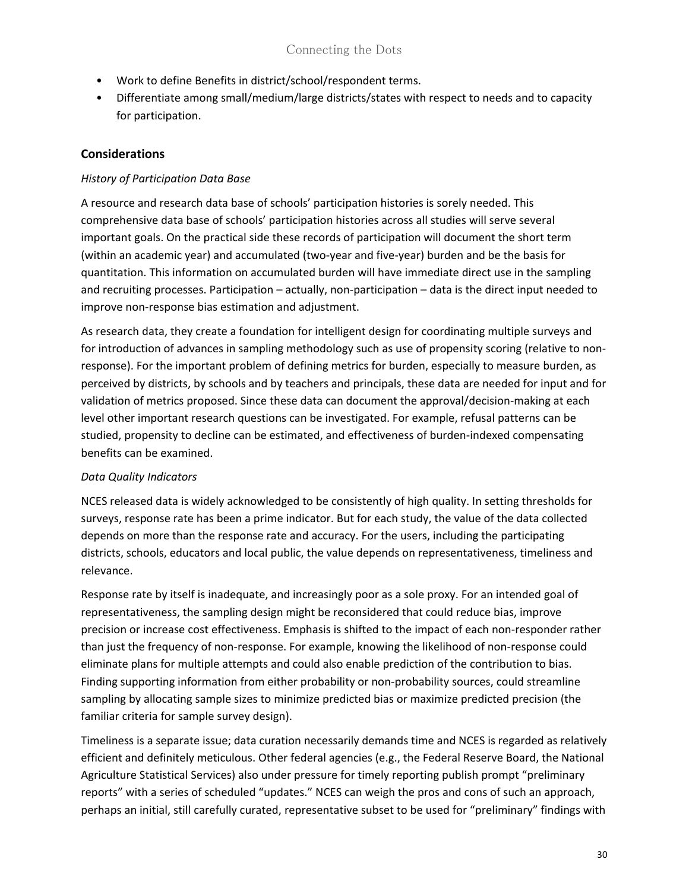- Work to define Benefits in district/school/respondent terms.
- Differentiate among small/medium/large districts/states with respect to needs and to capacity for participation.

### Considerations

*History of Participation Data Base*

A resource and research data base of schools' participation histories is sorely needed. This comprehensive data base of schools' participation histories across all studies will serve several important goals. On the practical side these records of participation will document the short term (within an academic year) and accumulated (two-year and five-year) burden and be the basis for quantitation. This information on accumulated burden will have immediate direct use in the sampling and recruiting processes. Participation – actually, non-participation – data is the direct input needed to improve non-response bias estimation and adjustment.

As research data, they create a foundation for intelligent design for coordinating multiple surveys and for introduction of advances in sampling methodology such as use of propensity scoring (relative to non-response). For the important problem of defining metrics for burden, especially to measure burden, as perceived by districts, by schools and by teachers and principals, these data are needed for input and for validation of metrics proposed. Since these data can document the approval/decision-making at each level other important research questions can be investigated. For example, refusal patterns can be studied, propensity to decline can be estimated, and effectiveness of burden-indexed compensating benefits can be examined.

*Data Quality Indicators*

NCES released data is widely acknowledged to be consistently of high quality. In setting thresholds for surveys, response rate has been a prime indicator. But for each study, the value of the data collected depends on more than the response rate and accuracy. For the users, including the participating districts, schools, educators and local public, the value depends on representativeness, timeliness and relevance.

Response rate by itself is inadequate, and increasingly poor as a sole proxy. For an intended goal of representativeness, the sampling design might be reconsidered that could reduce bias, improve precision or increase cost effectiveness. Emphasis is shifted to the impact of each non-responder rather than just the frequency of non-response. For example, knowing the likelihood of non-response could eliminate plans for multiple attempts and could also enable prediction of the contribution to bias. Finding supporting information from either probability or non-probability sources, could streamline sampling by allocating sample sizes to minimize predicted bias or maximize predicted precision (the familiar criteria for sample survey design).

Timeliness is a separate issue; data curation necessarily demands time and NCES is regarded as relatively efficient and definitely meticulous. Other federal agencies (e.g., the Federal Reserve Board, the National Agriculture Statistical Services) also under pressure for timely reporting publish prompt "preliminary reports" with a series of scheduled "updates." NCES can weigh the pros and cons of such an approach, perhaps an initial, still carefully curated, representative subset to be used for "preliminary" findings with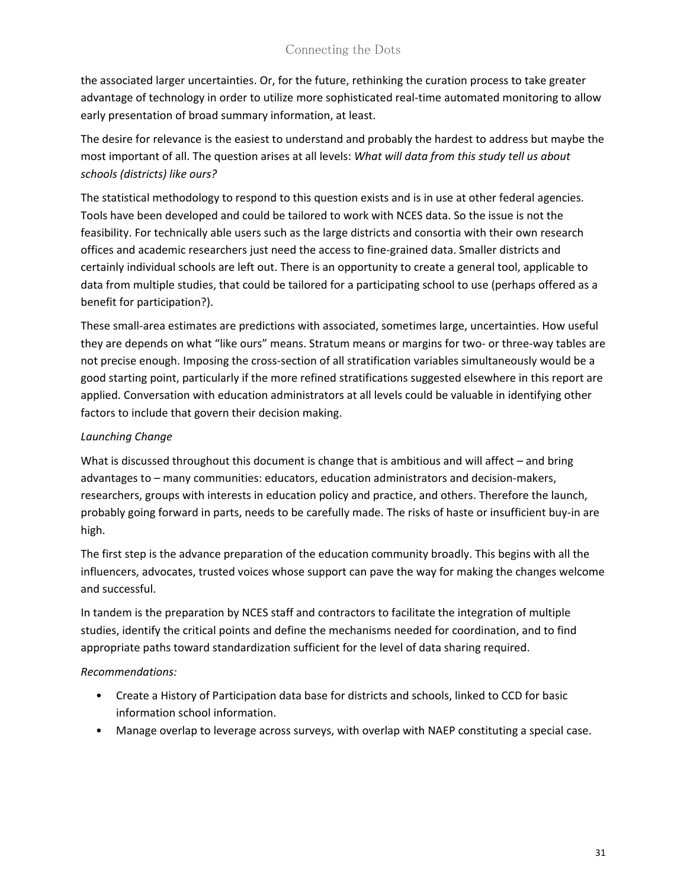the associated larger uncertainties. Or, for the future, rethinking the curation process to take greater advantage of technology in order to utilize more sophisticated real-time automated monitoring to allow early presentation of broad summary information, at least.

The desire for relevance is the easiest to understand and probably the hardest to address but maybe the most important of all. The question arises at all levels: *What will data from this study tell us about schools (districts) like ours?*

The statistical methodology to respond to this question exists and is in use at other federal agencies. Tools have been developed and could be tailored to work with NCES data. So the issue is not the feasibility. For technically able users such as the large districts and consortia with their own research offices and academic researchers just need the access to fine-grained data. Smaller districts and certainly individual schools are left out. There is an opportunity to create a general tool, applicable to data from multiple studies, that could be tailored for a participating school to use (perhaps offered as a benefit for participation?).

These small-area estimates are predictions with associated, sometimes large, uncertainties. How useful they are depends on what "like ours" means. Stratum means or margins for two- or three-way tables are not precise enough. Imposing the cross-section of all stratification variables simultaneously would be a good starting point, particularly if the more refined stratifications suggested elsewhere in this report are applied. Conversation with education administrators at all levels could be valuable in identifying other factors to include that govern their decision making.

*Launching Change*

What is discussed throughout this document is change that is ambitious and will affect – and bring advantages to – many communities: educators, education administrators and decision-makers, researchers, groups with interests in education policy and practice, and others. Therefore the launch, probably going forward in parts, needs to be carefully made. The risks of haste or insufficient buy-in are high.

The first step is the advance preparation of the education community broadly. This begins with all the influencers, advocates, trusted voices whose support can pave the way for making the changes welcome and successful.

In tandem is the preparation by NCES staff and contractors to facilitate the integration of multiple studies, identify the critical points and define the mechanisms needed for coordination, and to find appropriate paths toward standardization sufficient for the level of data sharing required.

*Recommendations:*

- Create a History of Participation data base for districts and schools, linked to CCD for basic information school information.
- Manage overlap to leverage across surveys, with overlap with NAEP constituting a special case.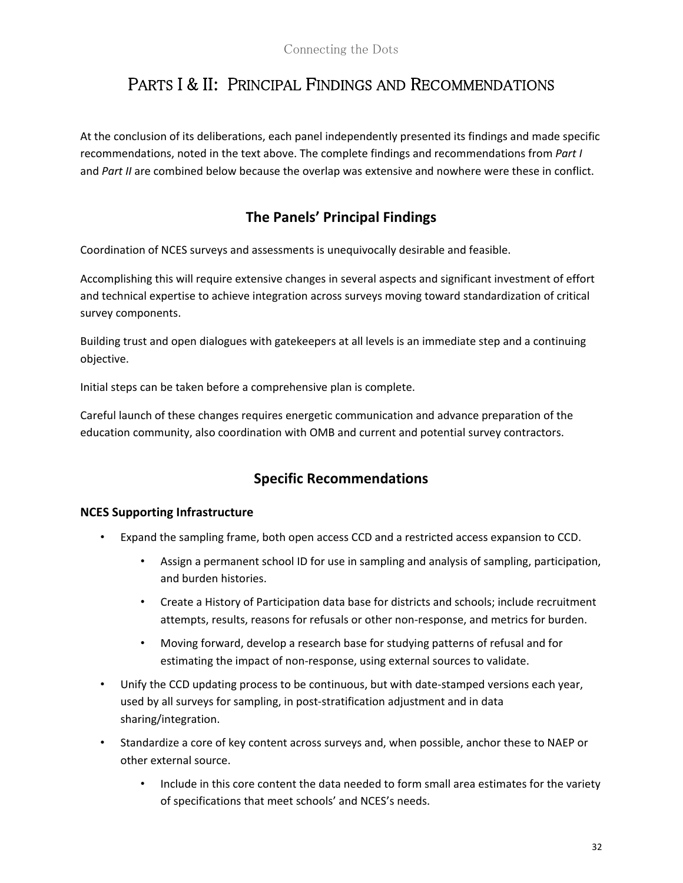# Parts I & II: Principal Findings and Recommendations

At the conclusion of its deliberations, each panel independently presented its findings and made specific recommendations, noted in the text above. The complete findings and recommendations from *Part I* and *Part II* are combined below because the overlap was extensive and nowhere were these in conflict.

## The Panels' Principal Findings

Coordination of NCES surveys and assessments is unequivocally desirable and feasible.

Accomplishing this will require extensive changes in several aspects and significant investment of effort and technical expertise to achieve integration across surveys moving toward standardization of critical survey components.

Building trust and open dialogues with gatekeepers at all levels is an immediate step and a continuing objective.

Initial steps can be taken before a comprehensive plan is complete.

Careful launch of these changes requires energetic communication and advance preparation of the education community, also coordination with OMB and current and potential survey contractors.

## Specific Recommendations

### NCES Supporting Infrastructure

- Expand the sampling frame, both open access CCD and a restricted access expansion to CCD.
  - Assign a permanent school ID for use in sampling and analysis of sampling, participation, and burden histories.
  - Create a History of Participation data base for districts and schools; include recruitment attempts, results, reasons for refusals or other non-response, and metrics for burden.
  - Moving forward, develop a research base for studying patterns of refusal and for estimating the impact of non-response, using external sources to validate.
- Unify the CCD updating process to be continuous, but with date-stamped versions each year, used by all surveys for sampling, in post-stratification adjustment and in data sharing/integration.
- Standardize a core of key content across surveys and, when possible, anchor these to NAEP or other external source.
  - Include in this core content the data needed to form small area estimates for the variety of specifications that meet schools' and NCES's needs.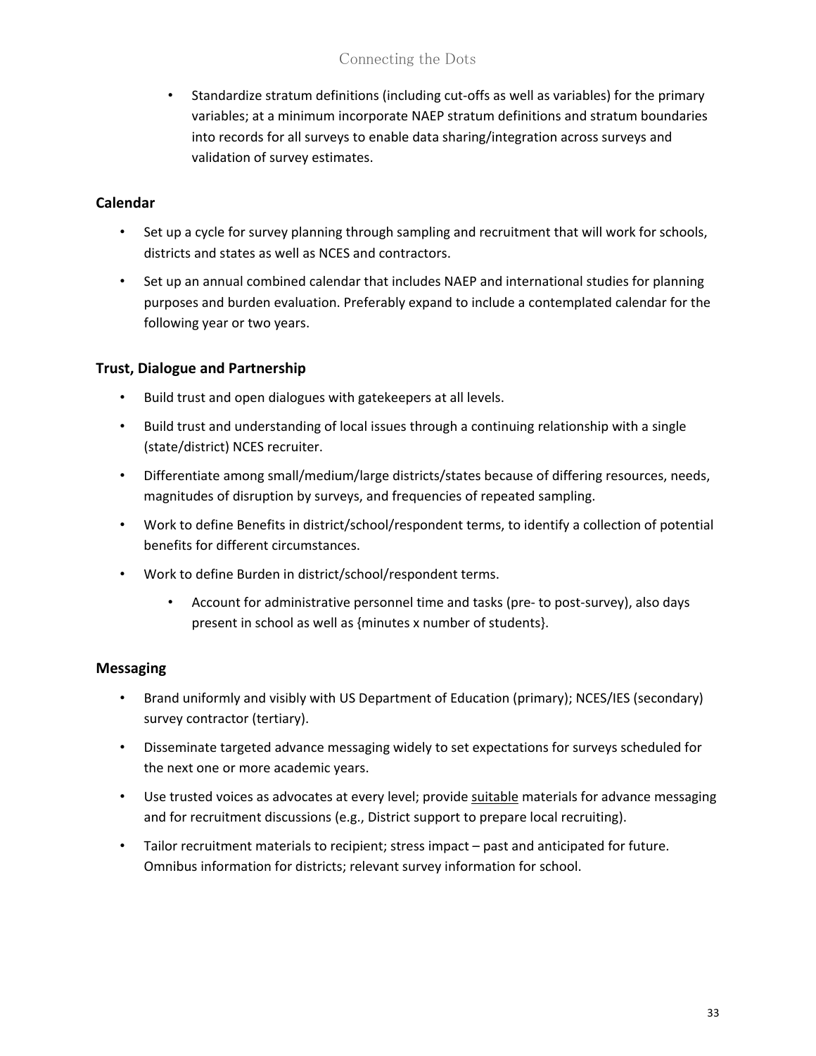- Standardize stratum definitions (including cut-offs as well as variables) for the primary variables; at a minimum incorporate NAEP stratum definitions and stratum boundaries into records for all surveys to enable data sharing/integration across surveys and validation of survey estimates.

### Calendar

- Set up a cycle for survey planning through sampling and recruitment that will work for schools, districts and states as well as NCES and contractors.
- Set up an annual combined calendar that includes NAEP and international studies for planning purposes and burden evaluation. Preferably expand to include a contemplated calendar for the following year or two years.

### Trust, Dialogue and Partnership

- Build trust and open dialogues with gatekeepers at all levels.
- Build trust and understanding of local issues through a continuing relationship with a single (state/district) NCES recruiter.
- Differentiate among small/medium/large districts/states because of differing resources, needs, magnitudes of disruption by surveys, and frequencies of repeated sampling.
- Work to define Benefits in district/school/respondent terms, to identify a collection of potential benefits for different circumstances.
- Work to define Burden in district/school/respondent terms.
  - Account for administrative personnel time and tasks (pre- to post-survey), also days present in school as well as {minutes x number of students}.

### Messaging

- Brand uniformly and visibly with US Department of Education (primary); NCES/IES (secondary) survey contractor (tertiary).
- Disseminate targeted advance messaging widely to set expectations for surveys scheduled for the next one or more academic years.
- Use trusted voices as advocates at every level; provide <u>suitable</u> materials for advance messaging and for recruitment discussions (e.g., District support to prepare local recruiting).
- Tailor recruitment materials to recipient; stress impact – past and anticipated for future. Omnibus information for districts; relevant survey information for school.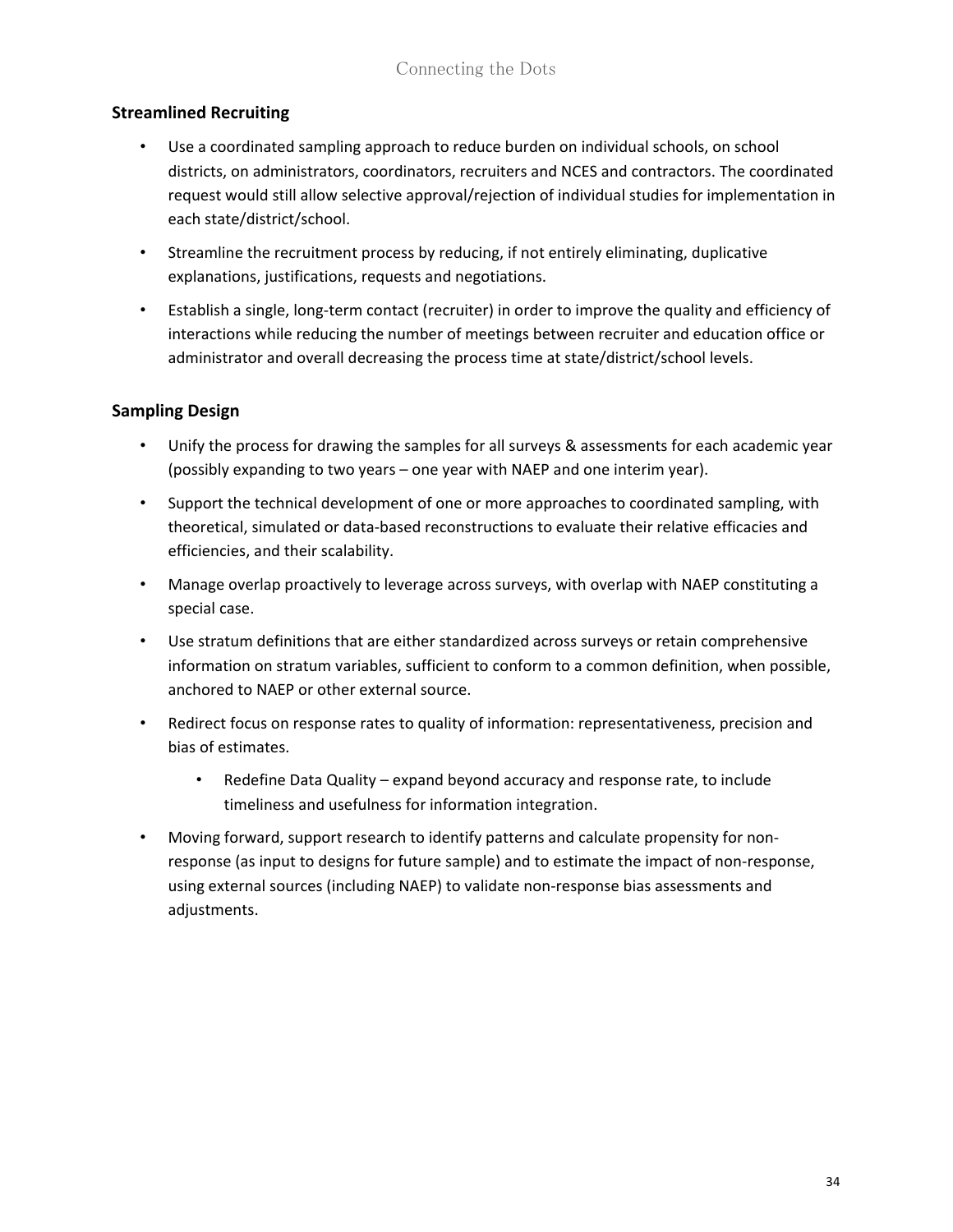## Streamlined Recruiting

- Use a coordinated sampling approach to reduce burden on individual schools, on school districts, on administrators, coordinators, recruiters and NCES and contractors. The coordinated request would still allow selective approval/rejection of individual studies for implementation in each state/district/school.
- Streamline the recruitment process by reducing, if not entirely eliminating, duplicative explanations, justifications, requests and negotiations.
- Establish a single, long-term contact (recruiter) in order to improve the quality and efficiency of interactions while reducing the number of meetings between recruiter and education office or administrator and overall decreasing the process time at state/district/school levels.

## Sampling Design

- Unify the process for drawing the samples for all surveys & assessments for each academic year (possibly expanding to two years – one year with NAEP and one interim year).
- Support the technical development of one or more approaches to coordinated sampling, with theoretical, simulated or data-based reconstructions to evaluate their relative efficacies and efficiencies, and their scalability.
- Manage overlap proactively to leverage across surveys, with overlap with NAEP constituting a special case.
- Use stratum definitions that are either standardized across surveys or retain comprehensive information on stratum variables, sufficient to conform to a common definition, when possible, anchored to NAEP or other external source.
- Redirect focus on response rates to quality of information: representativeness, precision and bias of estimates.
    - Redefine Data Quality – expand beyond accuracy and response rate, to include timeliness and usefulness for information integration.
- Moving forward, support research to identify patterns and calculate propensity for non-response (as input to designs for future sample) and to estimate the impact of non-response, using external sources (including NAEP) to validate non-response bias assessments and adjustments.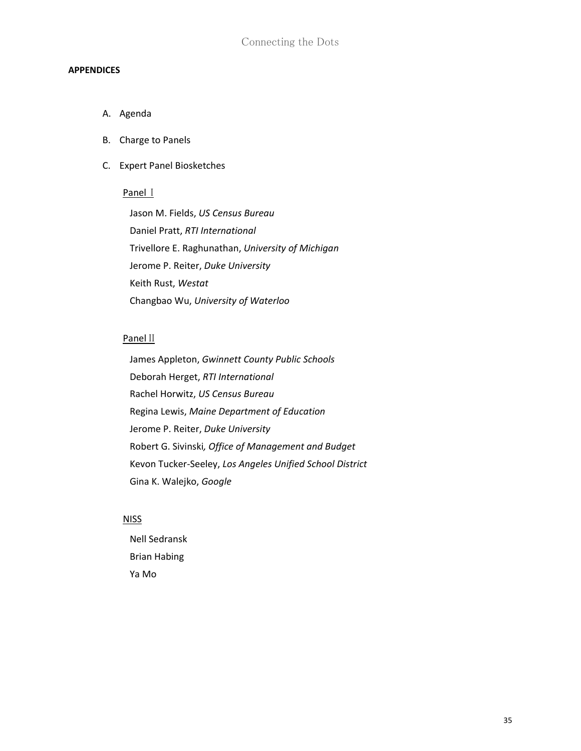**APPENDICES**

A. Agenda

B. Charge to Panels

C. Expert Panel Biosketches

Panel Ⅰ

Jason M. Fields, *US Census Bureau*
Daniel Pratt, *RTI International*
Trivellore E. Raghunathan, *University of Michigan*
Jerome P. Reiter, *Duke University*
Keith Rust, *Westat*
Changbao Wu, *University of Waterloo*

Panel Ⅱ

James Appleton, *Gwinnett County Public Schools*
Deborah Herget, *RTI International*
Rachel Horwitz, *US Census Bureau*
Regina Lewis, *Maine Department of Education*
Jerome P. Reiter, *Duke University*
Robert G. Sivinski*, Office of Management and Budget*
Kevon Tucker-Seeley, *Los Angeles Unified School District*
Gina K. Walejko, *Google*

NISS

Nell Sedransk
Brian Habing
Ya Mo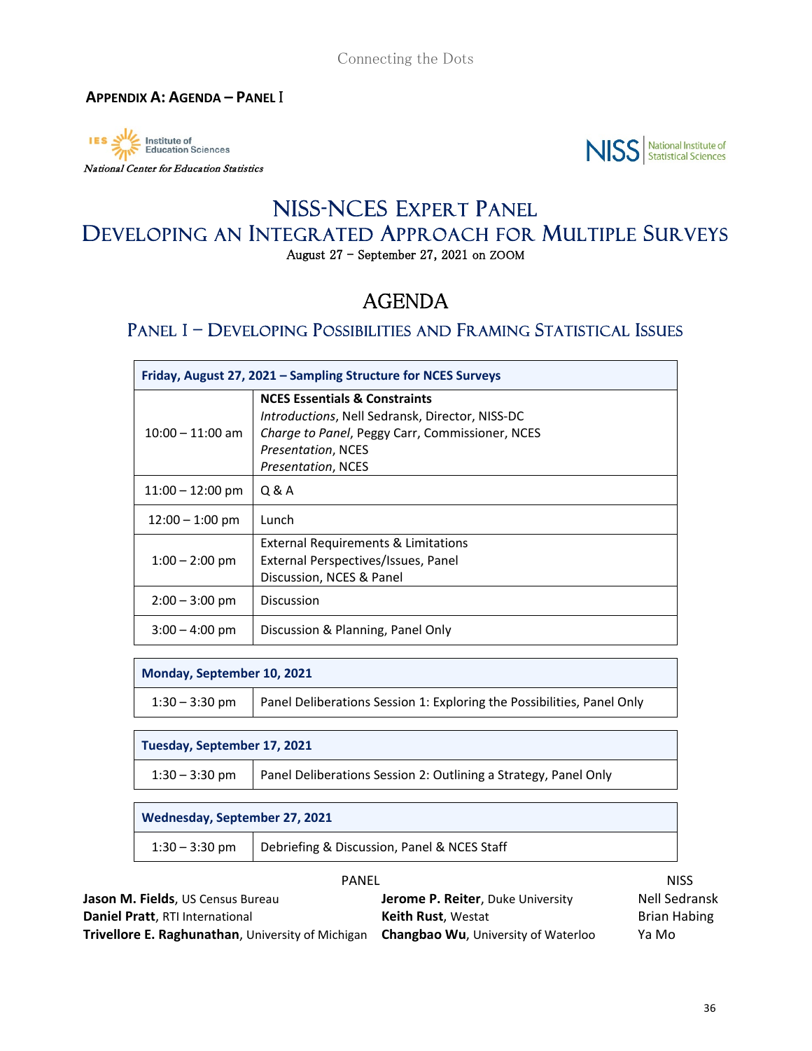## APPENDIX A: AGENDA – PANEL I

IES Institute of Education Sciences
*National Center for Education Statistics*

NISS National Institute of Statistical Sciences

# NISS-NCES EXPERT PANEL
# DEVELOPING AN INTEGRATED APPROACH FOR MULTIPLE SURVEYS

August 27 – September 27, 2021 on ZOOM

## AGENDA

### PANEL I – DEVELOPING POSSIBILITIES AND FRAMING STATISTICAL ISSUES

| **Friday, August 27, 2021 – Sampling Structure for NCES Surveys** | |
|---|---|
| 10:00 – 11:00 am | **NCES Essentials & Constraints**<br>*Introductions*, Nell Sedransk, Director, NISS-DC<br>*Charge to Panel*, Peggy Carr, Commissioner, NCES<br>*Presentation*, NCES<br>*Presentation*, NCES |
| 11:00 – 12:00 pm | Q & A |
| 12:00 – 1:00 pm | Lunch |
| 1:00 – 2:00 pm | External Requirements & Limitations<br>External Perspectives/Issues, Panel<br>Discussion, NCES & Panel |
| 2:00 – 3:00 pm | Discussion |
| 3:00 – 4:00 pm | Discussion & Planning, Panel Only |

| **Monday, September 10, 2021** | |
|---|---|
| 1:30 – 3:30 pm | Panel Deliberations Session 1: Exploring the Possibilities, Panel Only |

| **Tuesday, September 17, 2021** | |
|---|---|
| 1:30 – 3:30 pm | Panel Deliberations Session 2: Outlining a Strategy, Panel Only |

| **Wednesday, September 27, 2021** | |
|---|---|
| 1:30 – 3:30 pm | Debriefing & Discussion, Panel & NCES Staff |

| PANEL | | NISS |
|---|---|---|
| **Jason M. Fields**, US Census Bureau | **Jerome P. Reiter**, Duke University | Nell Sedransk |
| **Daniel Pratt**, RTI International | **Keith Rust**, Westat | Brian Habing |
| **Trivellore E. Raghunathan**, University of Michigan | **Changbao Wu**, University of Waterloo | Ya Mo |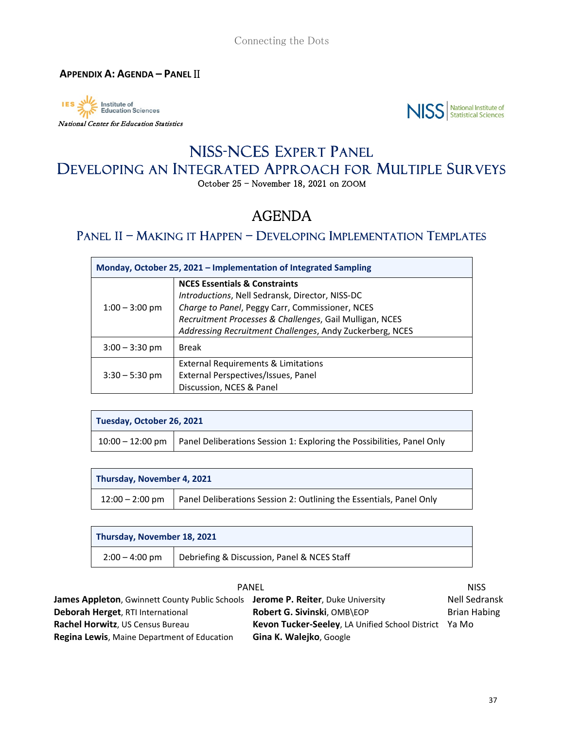## Appendix A: Agenda – Panel II

Institute of Education Sciences
*National Center for Education Statistics*

NISS | National Institute of Statistical Sciences

# NISS-NCES Expert Panel
# Developing an Integrated Approach for Multiple Surveys

October 25 – November 18, 2021 on ZOOM

## AGENDA

### Panel II – Making it Happen – Developing Implementation Templates

| **Monday, October 25, 2021 – Implementation of Integrated Sampling** | |
|---|---|
| 1:00 – 3:00 pm | **NCES Essentials & Constraints**<br>*Introductions*, Nell Sedransk, Director, NISS-DC<br>*Charge to Panel*, Peggy Carr, Commissioner, NCES<br>*Recruitment Processes & Challenges*, Gail Mulligan, NCES<br>*Addressing Recruitment Challenges*, Andy Zuckerberg, NCES |
| 3:00 – 3:30 pm | Break |
| 3:30 – 5:30 pm | External Requirements & Limitations<br>External Perspectives/Issues, Panel<br>Discussion, NCES & Panel |

| **Tuesday, October 26, 2021** | |
|---|---|
| 10:00 – 12:00 pm | Panel Deliberations Session 1: Exploring the Possibilities, Panel Only |

| **Thursday, November 4, 2021** | |
|---|---|
| 12:00 – 2:00 pm | Panel Deliberations Session 2: Outlining the Essentials, Panel Only |

| **Thursday, November 18, 2021** | |
|---|---|
| 2:00 – 4:00 pm | Debriefing & Discussion, Panel & NCES Staff |

**PANEL**

**James Appleton**, Gwinnett County Public Schools
**Deborah Herget**, RTI International
**Rachel Horwitz**, US Census Bureau
**Regina Lewis**, Maine Department of Education
**Jerome P. Reiter**, Duke University
**Robert G. Sivinski**, OMB\EOP
**Kevon Tucker-Seeley**, LA Unified School District
**Gina K. Walejko**, Google

**NISS**

Nell Sedransk
Brian Habing
Ya Mo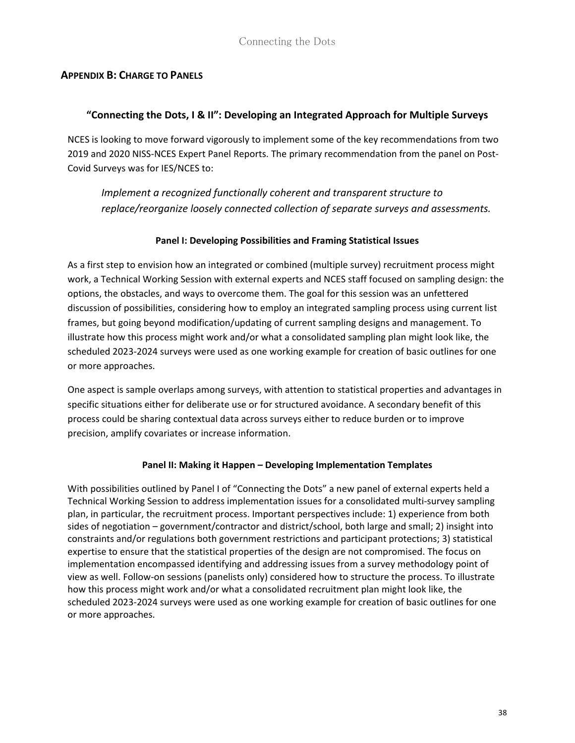## Appendix B: Charge to Panels

### "Connecting the Dots, I & II": Developing an Integrated Approach for Multiple Surveys

NCES is looking to move forward vigorously to implement some of the key recommendations from two 2019 and 2020 NISS-NCES Expert Panel Reports. The primary recommendation from the panel on Post-Covid Surveys was for IES/NCES to:

> *Implement a recognized functionally coherent and transparent structure to replace/reorganize loosely connected collection of separate surveys and assessments.*

#### Panel I: Developing Possibilities and Framing Statistical Issues

As a first step to envision how an integrated or combined (multiple survey) recruitment process might work, a Technical Working Session with external experts and NCES staff focused on sampling design: the options, the obstacles, and ways to overcome them. The goal for this session was an unfettered discussion of possibilities, considering how to employ an integrated sampling process using current list frames, but going beyond modification/updating of current sampling designs and management. To illustrate how this process might work and/or what a consolidated sampling plan might look like, the scheduled 2023-2024 surveys were used as one working example for creation of basic outlines for one or more approaches.

One aspect is sample overlaps among surveys, with attention to statistical properties and advantages in specific situations either for deliberate use or for structured avoidance. A secondary benefit of this process could be sharing contextual data across surveys either to reduce burden or to improve precision, amplify covariates or increase information.

#### Panel II: Making it Happen – Developing Implementation Templates

With possibilities outlined by Panel I of "Connecting the Dots" a new panel of external experts held a Technical Working Session to address implementation issues for a consolidated multi-survey sampling plan, in particular, the recruitment process. Important perspectives include: 1) experience from both sides of negotiation – government/contractor and district/school, both large and small; 2) insight into constraints and/or regulations both government restrictions and participant protections; 3) statistical expertise to ensure that the statistical properties of the design are not compromised. The focus on implementation encompassed identifying and addressing issues from a survey methodology point of view as well. Follow-on sessions (panelists only) considered how to structure the process. To illustrate how this process might work and/or what a consolidated recruitment plan might look like, the scheduled 2023-2024 surveys were used as one working example for creation of basic outlines for one or more approaches.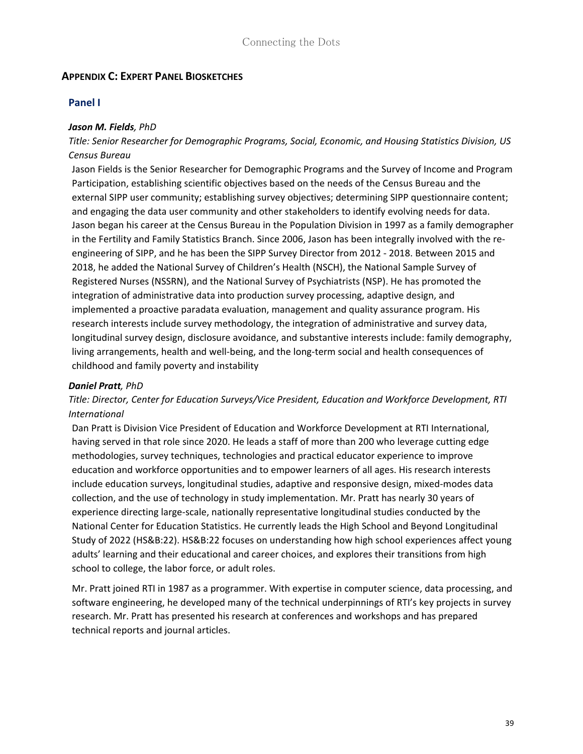## APPENDIX C: EXPERT PANEL BIOSKETCHES

### Panel I

***Jason M. Fields**, PhD*

*Title: Senior Researcher for Demographic Programs, Social, Economic, and Housing Statistics Division, US Census Bureau*

Jason Fields is the Senior Researcher for Demographic Programs and the Survey of Income and Program Participation, establishing scientific objectives based on the needs of the Census Bureau and the external SIPP user community; establishing survey objectives; determining SIPP questionnaire content; and engaging the data user community and other stakeholders to identify evolving needs for data. Jason began his career at the Census Bureau in the Population Division in 1997 as a family demographer in the Fertility and Family Statistics Branch. Since 2006, Jason has been integrally involved with the re-engineering of SIPP, and he has been the SIPP Survey Director from 2012 - 2018. Between 2015 and 2018, he added the National Survey of Children's Health (NSCH), the National Sample Survey of Registered Nurses (NSSRN), and the National Survey of Psychiatrists (NSP). He has promoted the integration of administrative data into production survey processing, adaptive design, and implemented a proactive paradata evaluation, management and quality assurance program. His research interests include survey methodology, the integration of administrative and survey data, longitudinal survey design, disclosure avoidance, and substantive interests include: family demography, living arrangements, health and well-being, and the long-term social and health consequences of childhood and family poverty and instability

***Daniel Pratt**, PhD*

*Title: Director, Center for Education Surveys/Vice President, Education and Workforce Development, RTI International*

Dan Pratt is Division Vice President of Education and Workforce Development at RTI International, having served in that role since 2020. He leads a staff of more than 200 who leverage cutting edge methodologies, survey techniques, technologies and practical educator experience to improve education and workforce opportunities and to empower learners of all ages. His research interests include education surveys, longitudinal studies, adaptive and responsive design, mixed-modes data collection, and the use of technology in study implementation. Mr. Pratt has nearly 30 years of experience directing large-scale, nationally representative longitudinal studies conducted by the National Center for Education Statistics. He currently leads the High School and Beyond Longitudinal Study of 2022 (HS&B:22). HS&B:22 focuses on understanding how high school experiences affect young adults' learning and their educational and career choices, and explores their transitions from high school to college, the labor force, or adult roles.

Mr. Pratt joined RTI in 1987 as a programmer. With expertise in computer science, data processing, and software engineering, he developed many of the technical underpinnings of RTI's key projects in survey research. Mr. Pratt has presented his research at conferences and workshops and has prepared technical reports and journal articles.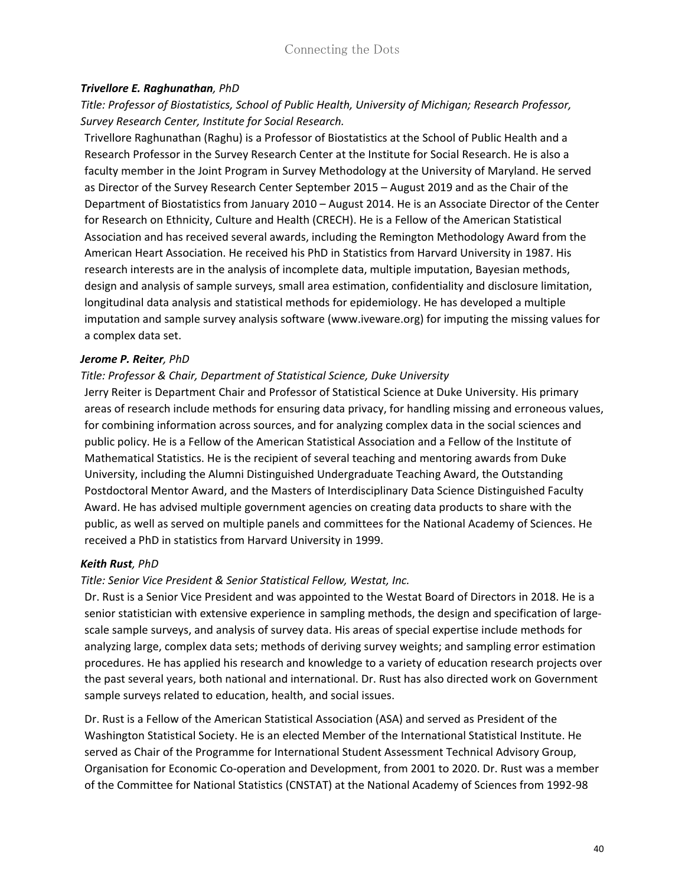***Trivellore E. Raghunathan**, PhD*

*Title: Professor of Biostatistics, School of Public Health, University of Michigan; Research Professor, Survey Research Center, Institute for Social Research.*

Trivellore Raghunathan (Raghu) is a Professor of Biostatistics at the School of Public Health and a Research Professor in the Survey Research Center at the Institute for Social Research. He is also a faculty member in the Joint Program in Survey Methodology at the University of Maryland. He served as Director of the Survey Research Center September 2015 – August 2019 and as the Chair of the Department of Biostatistics from January 2010 – August 2014. He is an Associate Director of the Center for Research on Ethnicity, Culture and Health (CRECH). He is a Fellow of the American Statistical Association and has received several awards, including the Remington Methodology Award from the American Heart Association. He received his PhD in Statistics from Harvard University in 1987. His research interests are in the analysis of incomplete data, multiple imputation, Bayesian methods, design and analysis of sample surveys, small area estimation, confidentiality and disclosure limitation, longitudinal data analysis and statistical methods for epidemiology. He has developed a multiple imputation and sample survey analysis software (www.iveware.org) for imputing the missing values for a complex data set.

***Jerome P. Reiter**, PhD*

*Title: Professor & Chair, Department of Statistical Science, Duke University*

Jerry Reiter is Department Chair and Professor of Statistical Science at Duke University. His primary areas of research include methods for ensuring data privacy, for handling missing and erroneous values, for combining information across sources, and for analyzing complex data in the social sciences and public policy. He is a Fellow of the American Statistical Association and a Fellow of the Institute of Mathematical Statistics. He is the recipient of several teaching and mentoring awards from Duke University, including the Alumni Distinguished Undergraduate Teaching Award, the Outstanding Postdoctoral Mentor Award, and the Masters of Interdisciplinary Data Science Distinguished Faculty Award. He has advised multiple government agencies on creating data products to share with the public, as well as served on multiple panels and committees for the National Academy of Sciences. He received a PhD in statistics from Harvard University in 1999.

***Keith Rust**, PhD*

*Title: Senior Vice President & Senior Statistical Fellow, Westat, Inc.*

Dr. Rust is a Senior Vice President and was appointed to the Westat Board of Directors in 2018. He is a senior statistician with extensive experience in sampling methods, the design and specification of large-scale sample surveys, and analysis of survey data. His areas of special expertise include methods for analyzing large, complex data sets; methods of deriving survey weights; and sampling error estimation procedures. He has applied his research and knowledge to a variety of education research projects over the past several years, both national and international. Dr. Rust has also directed work on Government sample surveys related to education, health, and social issues.

Dr. Rust is a Fellow of the American Statistical Association (ASA) and served as President of the Washington Statistical Society. He is an elected Member of the International Statistical Institute. He served as Chair of the Programme for International Student Assessment Technical Advisory Group, Organisation for Economic Co-operation and Development, from 2001 to 2020. Dr. Rust was a member of the Committee for National Statistics (CNSTAT) at the National Academy of Sciences from 1992-98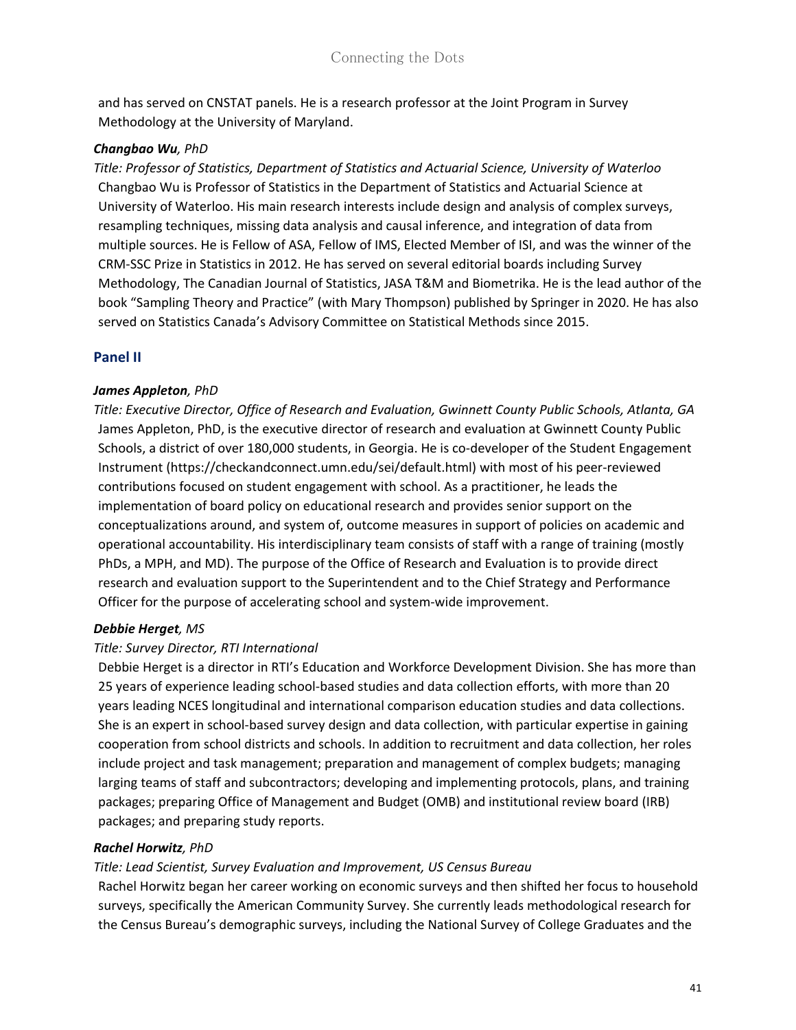and has served on CNSTAT panels. He is a research professor at the Joint Program in Survey Methodology at the University of Maryland.

***Changbao Wu**, PhD*

*Title: Professor of Statistics, Department of Statistics and Actuarial Science, University of Waterloo*

Changbao Wu is Professor of Statistics in the Department of Statistics and Actuarial Science at University of Waterloo. His main research interests include design and analysis of complex surveys, resampling techniques, missing data analysis and causal inference, and integration of data from multiple sources. He is Fellow of ASA, Fellow of IMS, Elected Member of ISI, and was the winner of the CRM-SSC Prize in Statistics in 2012. He has served on several editorial boards including Survey Methodology, The Canadian Journal of Statistics, JASA T&M and Biometrika. He is the lead author of the book "Sampling Theory and Practice" (with Mary Thompson) published by Springer in 2020. He has also served on Statistics Canada's Advisory Committee on Statistical Methods since 2015.

## Panel II

***James Appleton**, PhD*

*Title: Executive Director, Office of Research and Evaluation, Gwinnett County Public Schools, Atlanta, GA*

James Appleton, PhD, is the executive director of research and evaluation at Gwinnett County Public Schools, a district of over 180,000 students, in Georgia. He is co-developer of the Student Engagement Instrument (https://checkandconnect.umn.edu/sei/default.html) with most of his peer-reviewed contributions focused on student engagement with school. As a practitioner, he leads the implementation of board policy on educational research and provides senior support on the conceptualizations around, and system of, outcome measures in support of policies on academic and operational accountability. His interdisciplinary team consists of staff with a range of training (mostly PhDs, a MPH, and MD). The purpose of the Office of Research and Evaluation is to provide direct research and evaluation support to the Superintendent and to the Chief Strategy and Performance Officer for the purpose of accelerating school and system-wide improvement.

***Debbie Herget**, MS*

*Title: Survey Director, RTI International*

Debbie Herget is a director in RTI's Education and Workforce Development Division. She has more than 25 years of experience leading school-based studies and data collection efforts, with more than 20 years leading NCES longitudinal and international comparison education studies and data collections. She is an expert in school-based survey design and data collection, with particular expertise in gaining cooperation from school districts and schools. In addition to recruitment and data collection, her roles include project and task management; preparation and management of complex budgets; managing larging teams of staff and subcontractors; developing and implementing protocols, plans, and training packages; preparing Office of Management and Budget (OMB) and institutional review board (IRB) packages; and preparing study reports.

***Rachel Horwitz**, PhD*

*Title: Lead Scientist, Survey Evaluation and Improvement, US Census Bureau*

Rachel Horwitz began her career working on economic surveys and then shifted her focus to household surveys, specifically the American Community Survey. She currently leads methodological research for the Census Bureau's demographic surveys, including the National Survey of College Graduates and the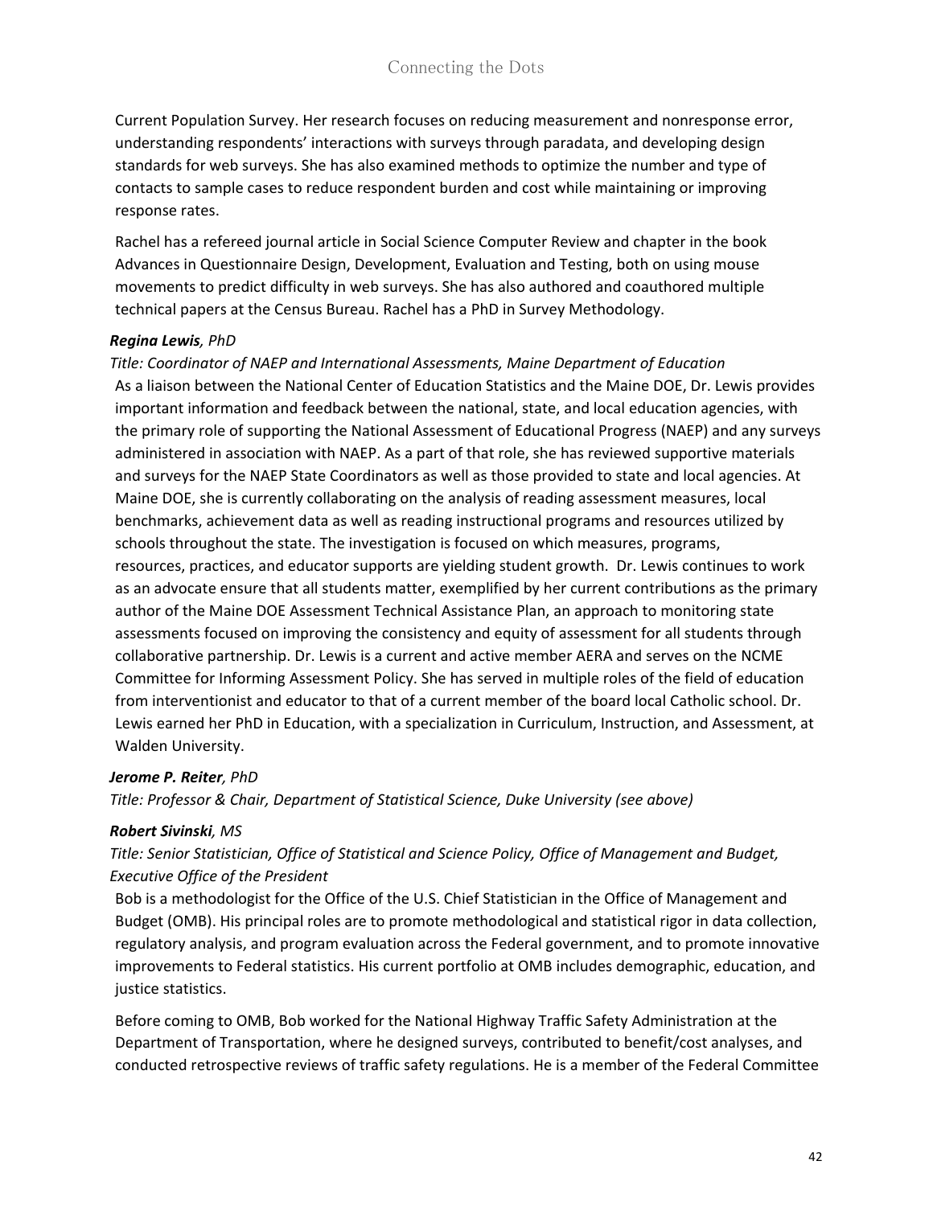Current Population Survey. Her research focuses on reducing measurement and nonresponse error, understanding respondents' interactions with surveys through paradata, and developing design standards for web surveys. She has also examined methods to optimize the number and type of contacts to sample cases to reduce respondent burden and cost while maintaining or improving response rates.

Rachel has a refereed journal article in Social Science Computer Review and chapter in the book Advances in Questionnaire Design, Development, Evaluation and Testing, both on using mouse movements to predict difficulty in web surveys. She has also authored and coauthored multiple technical papers at the Census Bureau. Rachel has a PhD in Survey Methodology.

***Regina Lewis**, PhD*

*Title: Coordinator of NAEP and International Assessments, Maine Department of Education*

As a liaison between the National Center of Education Statistics and the Maine DOE, Dr. Lewis provides important information and feedback between the national, state, and local education agencies, with the primary role of supporting the National Assessment of Educational Progress (NAEP) and any surveys administered in association with NAEP. As a part of that role, she has reviewed supportive materials and surveys for the NAEP State Coordinators as well as those provided to state and local agencies. At Maine DOE, she is currently collaborating on the analysis of reading assessment measures, local benchmarks, achievement data as well as reading instructional programs and resources utilized by schools throughout the state. The investigation is focused on which measures, programs, resources, practices, and educator supports are yielding student growth.  Dr. Lewis continues to work as an advocate ensure that all students matter, exemplified by her current contributions as the primary author of the Maine DOE Assessment Technical Assistance Plan, an approach to monitoring state assessments focused on improving the consistency and equity of assessment for all students through collaborative partnership. Dr. Lewis is a current and active member AERA and serves on the NCME Committee for Informing Assessment Policy. She has served in multiple roles of the field of education from interventionist and educator to that of a current member of the board local Catholic school. Dr. Lewis earned her PhD in Education, with a specialization in Curriculum, Instruction, and Assessment, at Walden University.

***Jerome P. Reiter**, PhD*

*Title: Professor & Chair, Department of Statistical Science, Duke University (see above)*

***Robert Sivinski**, MS*

*Title: Senior Statistician, Office of Statistical and Science Policy, Office of Management and Budget, Executive Office of the President*

Bob is a methodologist for the Office of the U.S. Chief Statistician in the Office of Management and Budget (OMB). His principal roles are to promote methodological and statistical rigor in data collection, regulatory analysis, and program evaluation across the Federal government, and to promote innovative improvements to Federal statistics. His current portfolio at OMB includes demographic, education, and justice statistics.

Before coming to OMB, Bob worked for the National Highway Traffic Safety Administration at the Department of Transportation, where he designed surveys, contributed to benefit/cost analyses, and conducted retrospective reviews of traffic safety regulations. He is a member of the Federal Committee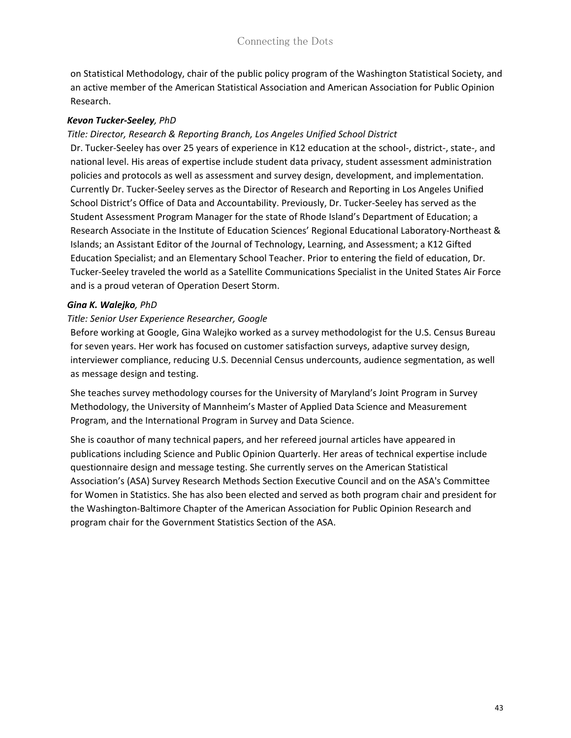on Statistical Methodology, chair of the public policy program of the Washington Statistical Society, and an active member of the American Statistical Association and American Association for Public Opinion Research.

***Kevon Tucker-Seeley**, PhD*

*Title: Director, Research & Reporting Branch, Los Angeles Unified School District*

Dr. Tucker-Seeley has over 25 years of experience in K12 education at the school-, district-, state-, and national level. His areas of expertise include student data privacy, student assessment administration policies and protocols as well as assessment and survey design, development, and implementation. Currently Dr. Tucker-Seeley serves as the Director of Research and Reporting in Los Angeles Unified School District's Office of Data and Accountability. Previously, Dr. Tucker-Seeley has served as the Student Assessment Program Manager for the state of Rhode Island's Department of Education; a Research Associate in the Institute of Education Sciences' Regional Educational Laboratory-Northeast & Islands; an Assistant Editor of the Journal of Technology, Learning, and Assessment; a K12 Gifted Education Specialist; and an Elementary School Teacher. Prior to entering the field of education, Dr. Tucker-Seeley traveled the world as a Satellite Communications Specialist in the United States Air Force and is a proud veteran of Operation Desert Storm.

***Gina K. Walejko**, PhD*

*Title: Senior User Experience Researcher, Google*

Before working at Google, Gina Walejko worked as a survey methodologist for the U.S. Census Bureau for seven years. Her work has focused on customer satisfaction surveys, adaptive survey design, interviewer compliance, reducing U.S. Decennial Census undercounts, audience segmentation, as well as message design and testing.

She teaches survey methodology courses for the University of Maryland's Joint Program in Survey Methodology, the University of Mannheim's Master of Applied Data Science and Measurement Program, and the International Program in Survey and Data Science.

She is coauthor of many technical papers, and her refereed journal articles have appeared in publications including Science and Public Opinion Quarterly. Her areas of technical expertise include questionnaire design and message testing. She currently serves on the American Statistical Association's (ASA) Survey Research Methods Section Executive Council and on the ASA's Committee for Women in Statistics. She has also been elected and served as both program chair and president for the Washington-Baltimore Chapter of the American Association for Public Opinion Research and program chair for the Government Statistics Section of the ASA.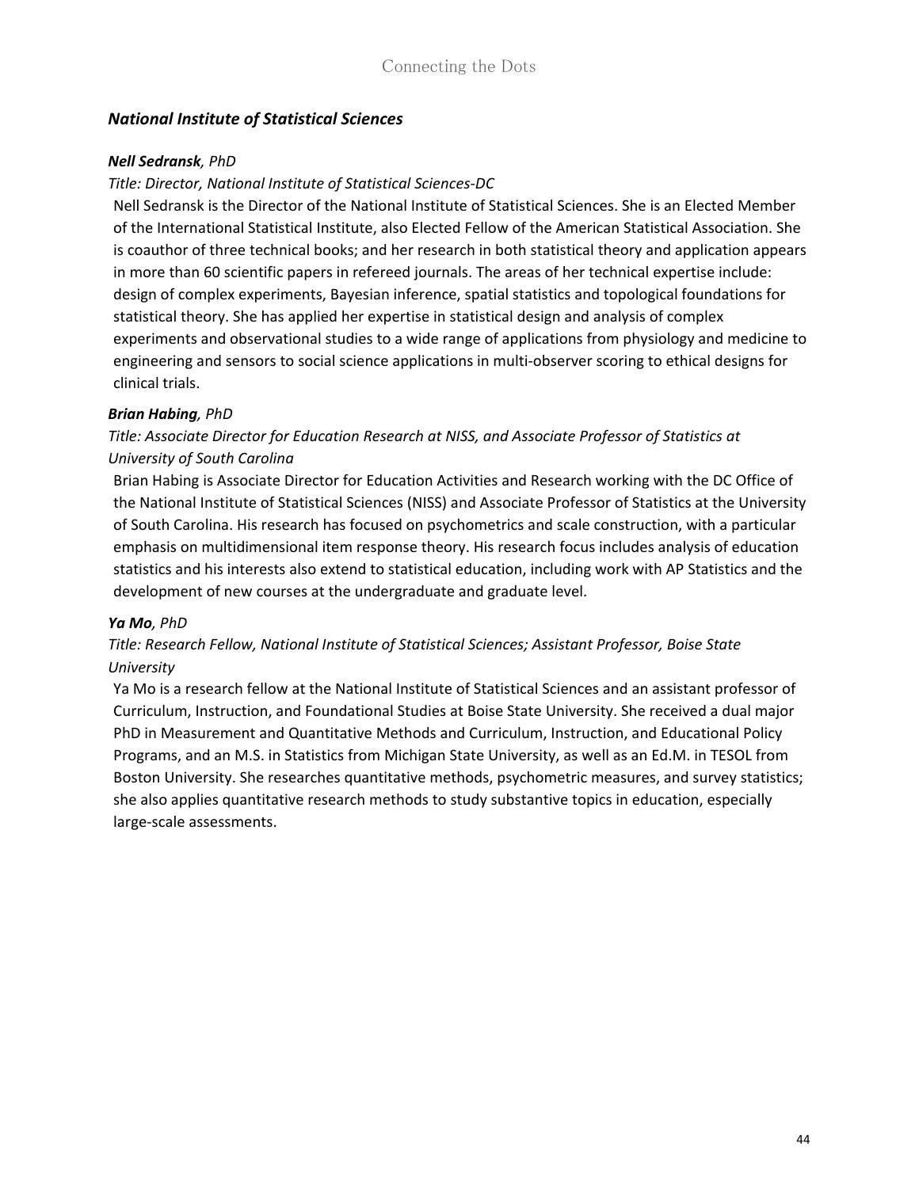## *National Institute of Statistical Sciences*

***Nell Sedransk**, PhD*

*Title: Director, National Institute of Statistical Sciences-DC*

Nell Sedransk is the Director of the National Institute of Statistical Sciences. She is an Elected Member of the International Statistical Institute, also Elected Fellow of the American Statistical Association. She is coauthor of three technical books; and her research in both statistical theory and application appears in more than 60 scientific papers in refereed journals. The areas of her technical expertise include: design of complex experiments, Bayesian inference, spatial statistics and topological foundations for statistical theory. She has applied her expertise in statistical design and analysis of complex experiments and observational studies to a wide range of applications from physiology and medicine to engineering and sensors to social science applications in multi-observer scoring to ethical designs for clinical trials.

***Brian Habing**, PhD*

*Title: Associate Director for Education Research at NISS, and Associate Professor of Statistics at University of South Carolina*

Brian Habing is Associate Director for Education Activities and Research working with the DC Office of the National Institute of Statistical Sciences (NISS) and Associate Professor of Statistics at the University of South Carolina. His research has focused on psychometrics and scale construction, with a particular emphasis on multidimensional item response theory. His research focus includes analysis of education statistics and his interests also extend to statistical education, including work with AP Statistics and the development of new courses at the undergraduate and graduate level.

***Ya Mo**, PhD*

*Title: Research Fellow, National Institute of Statistical Sciences; Assistant Professor, Boise State University*

Ya Mo is a research fellow at the National Institute of Statistical Sciences and an assistant professor of Curriculum, Instruction, and Foundational Studies at Boise State University. She received a dual major PhD in Measurement and Quantitative Methods and Curriculum, Instruction, and Educational Policy Programs, and an M.S. in Statistics from Michigan State University, as well as an Ed.M. in TESOL from Boston University. She researches quantitative methods, psychometric measures, and survey statistics; she also applies quantitative research methods to study substantive topics in education, especially large-scale assessments.